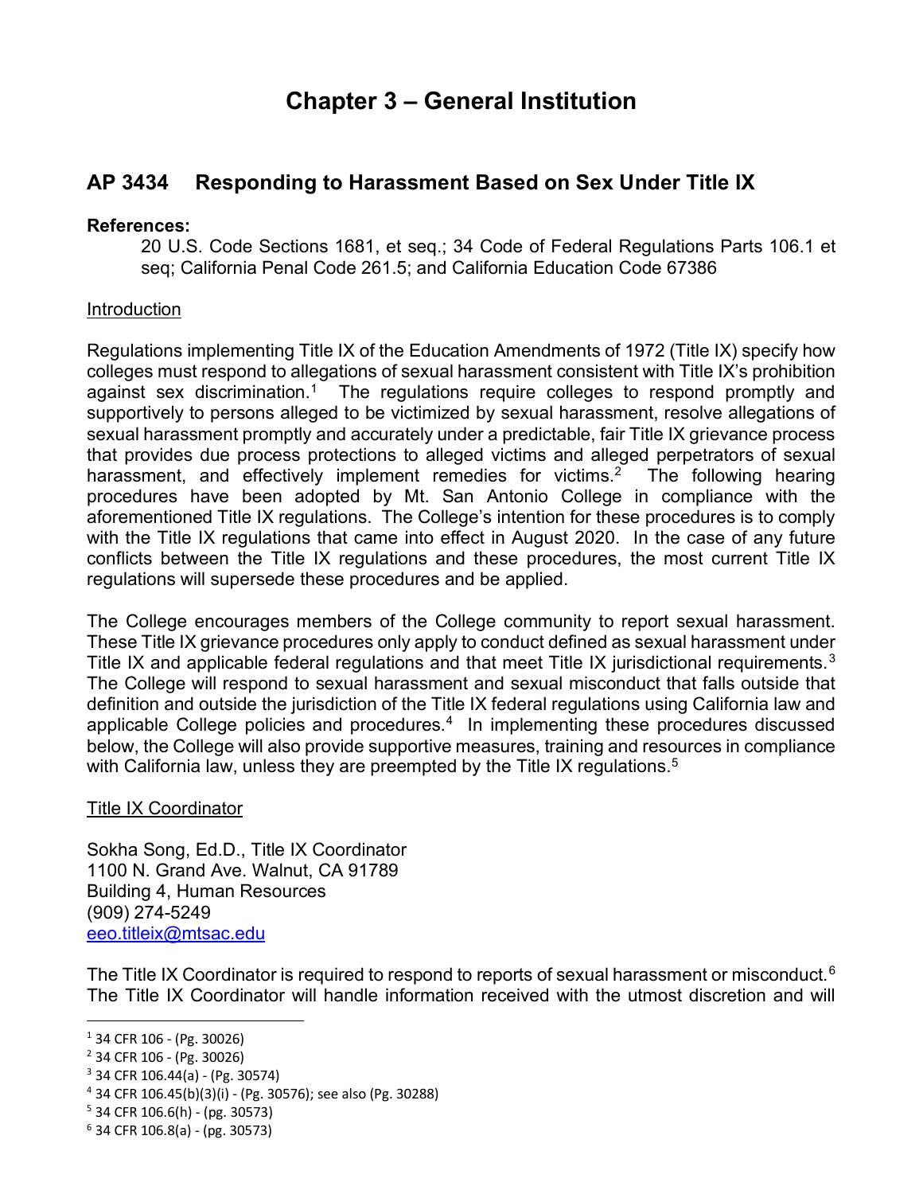# Chapter 3 – General Institution

## AP 3434 Responding to Harassment Based on Sex Under Title IX

**References:**

20 U.S. Code Sections 1681, et seq.; 34 Code of Federal Regulations Parts 106.1 et seq; California Penal Code 261.5; and California Education Code 67386

Introduction

Regulations implementing Title IX of the Education Amendments of 1972 (Title IX) specify how colleges must respond to allegations of sexual harassment consistent with Title IX's prohibition against sex discrimination.[1] The regulations require colleges to respond promptly and supportively to persons alleged to be victimized by sexual harassment, resolve allegations of sexual harassment promptly and accurately under a predictable, fair Title IX grievance process that provides due process protections to alleged victims and alleged perpetrators of sexual harassment, and effectively implement remedies for victims.[2] The following hearing procedures have been adopted by Mt. San Antonio College in compliance with the aforementioned Title IX regulations. The College's intention for these procedures is to comply with the Title IX regulations that came into effect in August 2020. In the case of any future conflicts between the Title IX regulations and these procedures, the most current Title IX regulations will supersede these procedures and be applied.

The College encourages members of the College community to report sexual harassment. These Title IX grievance procedures only apply to conduct defined as sexual harassment under Title IX and applicable federal regulations and that meet Title IX jurisdictional requirements.[3] The College will respond to sexual harassment and sexual misconduct that falls outside that definition and outside the jurisdiction of the Title IX federal regulations using California law and applicable College policies and procedures.[4] In implementing these procedures discussed below, the College will also provide supportive measures, training and resources in compliance with California law, unless they are preempted by the Title IX regulations.[5]

Title IX Coordinator

Sokha Song, Ed.D., Title IX Coordinator
1100 N. Grand Ave. Walnut, CA 91789
Building 4, Human Resources
(909) 274-5249
eeo.titleix@mtsac.edu

The Title IX Coordinator is required to respond to reports of sexual harassment or misconduct.[6] The Title IX Coordinator will handle information received with the utmost discretion and will

---

[1] 34 CFR 106 - (Pg. 30026)
[2] 34 CFR 106 - (Pg. 30026)
[3] 34 CFR 106.44(a) - (Pg. 30574)
[4] 34 CFR 106.45(b)(3)(i) - (Pg. 30576); see also (Pg. 30288)
[5] 34 CFR 106.6(h) - (pg. 30573)
[6] 34 CFR 106.8(a) - (pg. 30573)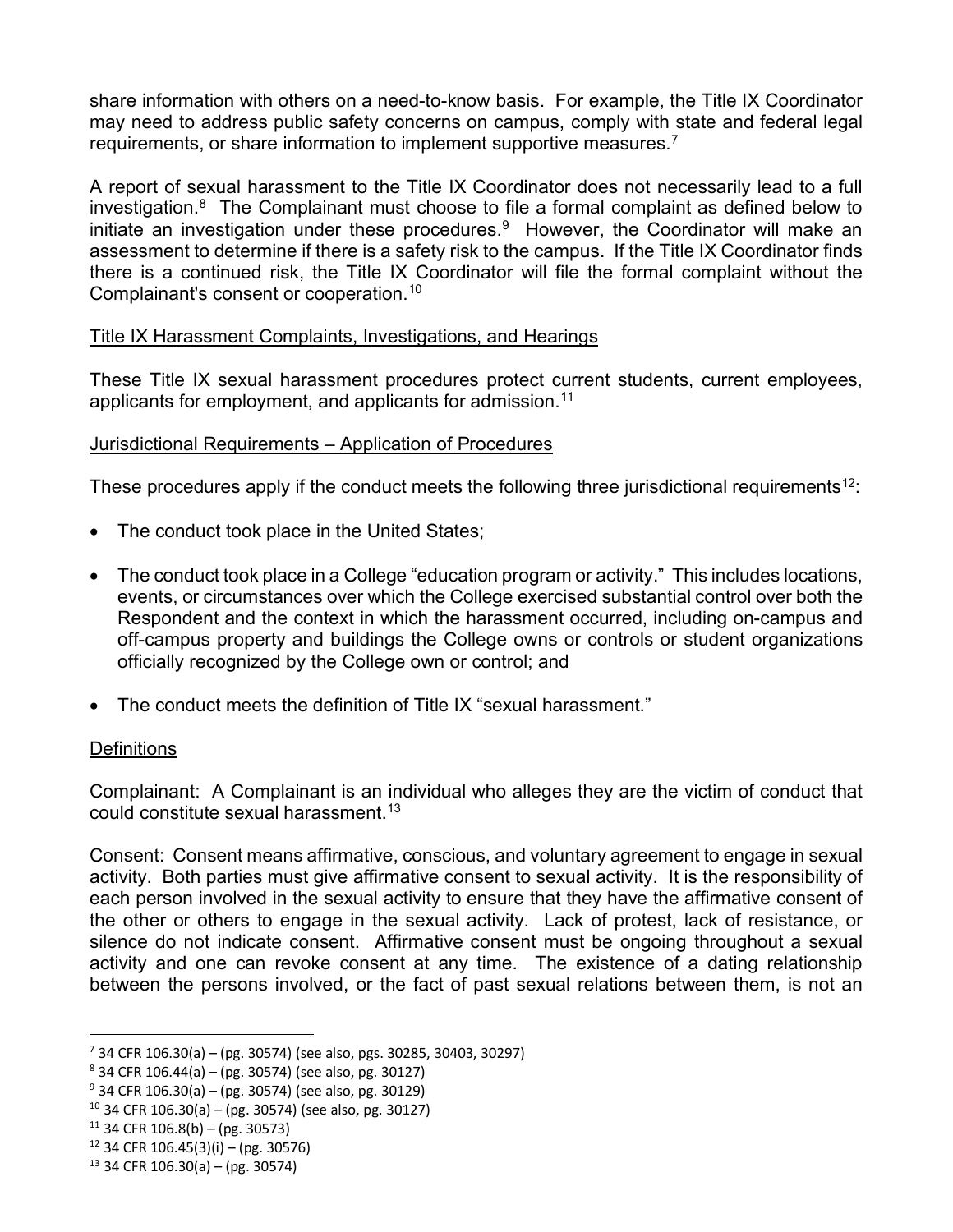share information with others on a need-to-know basis. For example, the Title IX Coordinator may need to address public safety concerns on campus, comply with state and federal legal requirements, or share information to implement supportive measures.[7]

A report of sexual harassment to the Title IX Coordinator does not necessarily lead to a full investigation.[8] The Complainant must choose to file a formal complaint as defined below to initiate an investigation under these procedures.[9] However, the Coordinator will make an assessment to determine if there is a safety risk to the campus. If the Title IX Coordinator finds there is a continued risk, the Title IX Coordinator will file the formal complaint without the Complainant's consent or cooperation.[10]

## Title IX Harassment Complaints, Investigations, and Hearings

These Title IX sexual harassment procedures protect current students, current employees, applicants for employment, and applicants for admission.[11]

## Jurisdictional Requirements – Application of Procedures

These procedures apply if the conduct meets the following three jurisdictional requirements[12]:

- The conduct took place in the United States;
- The conduct took place in a College "education program or activity." This includes locations, events, or circumstances over which the College exercised substantial control over both the Respondent and the context in which the harassment occurred, including on-campus and off-campus property and buildings the College owns or controls or student organizations officially recognized by the College own or control; and
- The conduct meets the definition of Title IX "sexual harassment."

## Definitions

Complainant: A Complainant is an individual who alleges they are the victim of conduct that could constitute sexual harassment.[13]

Consent: Consent means affirmative, conscious, and voluntary agreement to engage in sexual activity. Both parties must give affirmative consent to sexual activity. It is the responsibility of each person involved in the sexual activity to ensure that they have the affirmative consent of the other or others to engage in the sexual activity. Lack of protest, lack of resistance, or silence do not indicate consent. Affirmative consent must be ongoing throughout a sexual activity and one can revoke consent at any time. The existence of a dating relationship between the persons involved, or the fact of past sexual relations between them, is not an

---

[7] 34 CFR 106.30(a) – (pg. 30574) (see also, pgs. 30285, 30403, 30297)
[8] 34 CFR 106.44(a) – (pg. 30574) (see also, pg. 30127)
[9] 34 CFR 106.30(a) – (pg. 30574) (see also, pg. 30129)
[10] 34 CFR 106.30(a) – (pg. 30574) (see also, pg. 30127)
[11] 34 CFR 106.8(b) – (pg. 30573)
[12] 34 CFR 106.45(3)(i) – (pg. 30576)
[13] 34 CFR 106.30(a) – (pg. 30574)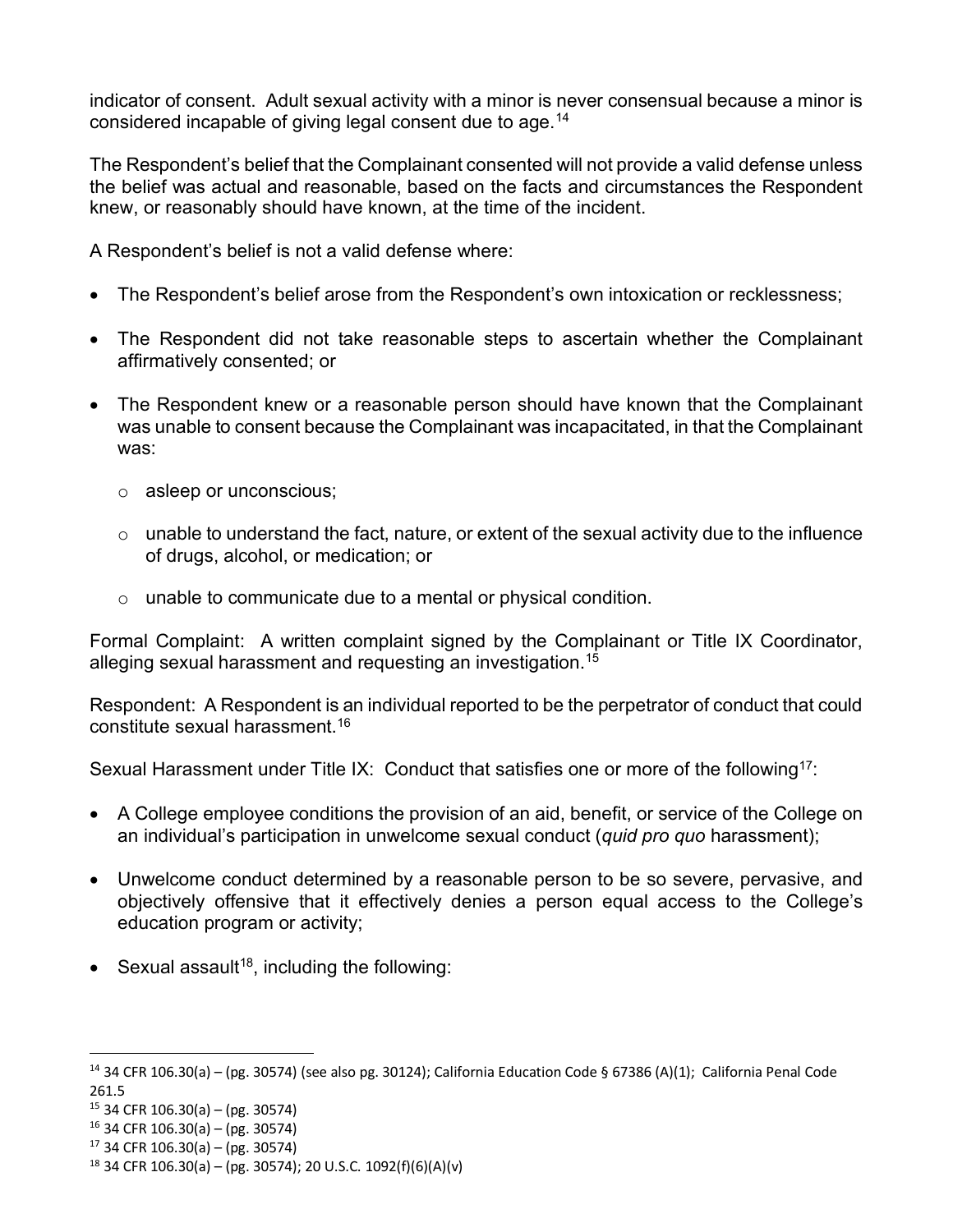indicator of consent. Adult sexual activity with a minor is never consensual because a minor is considered incapable of giving legal consent due to age.[14]

The Respondent's belief that the Complainant consented will not provide a valid defense unless the belief was actual and reasonable, based on the facts and circumstances the Respondent knew, or reasonably should have known, at the time of the incident.

A Respondent's belief is not a valid defense where:

- The Respondent's belief arose from the Respondent's own intoxication or recklessness;
- The Respondent did not take reasonable steps to ascertain whether the Complainant affirmatively consented; or
- The Respondent knew or a reasonable person should have known that the Complainant was unable to consent because the Complainant was incapacitated, in that the Complainant was:
  - asleep or unconscious;
  - unable to understand the fact, nature, or extent of the sexual activity due to the influence of drugs, alcohol, or medication; or
  - unable to communicate due to a mental or physical condition.

Formal Complaint: A written complaint signed by the Complainant or Title IX Coordinator, alleging sexual harassment and requesting an investigation.[15]

Respondent: A Respondent is an individual reported to be the perpetrator of conduct that could constitute sexual harassment.[16]

Sexual Harassment under Title IX: Conduct that satisfies one or more of the following[17]:

- A College employee conditions the provision of an aid, benefit, or service of the College on an individual's participation in unwelcome sexual conduct (*quid pro quo* harassment);
- Unwelcome conduct determined by a reasonable person to be so severe, pervasive, and objectively offensive that it effectively denies a person equal access to the College's education program or activity;
- Sexual assault[18], including the following:

---

[14] 34 CFR 106.30(a) – (pg. 30574) (see also pg. 30124); California Education Code § 67386 (A)(1); California Penal Code 261.5

[15] 34 CFR 106.30(a) – (pg. 30574)

[16] 34 CFR 106.30(a) – (pg. 30574)

[17] 34 CFR 106.30(a) – (pg. 30574)

[18] 34 CFR 106.30(a) – (pg. 30574); 20 U.S.C. 1092(f)(6)(A)(v)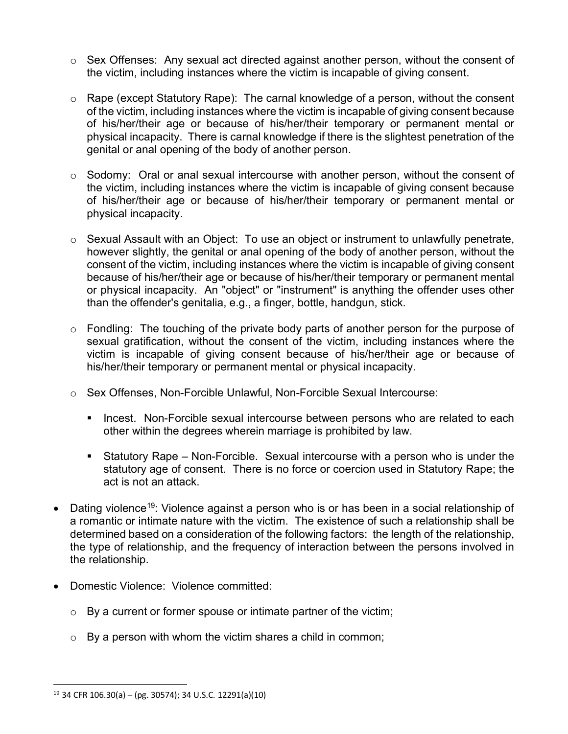- Sex Offenses: Any sexual act directed against another person, without the consent of the victim, including instances where the victim is incapable of giving consent.

- Rape (except Statutory Rape): The carnal knowledge of a person, without the consent of the victim, including instances where the victim is incapable of giving consent because of his/her/their age or because of his/her/their temporary or permanent mental or physical incapacity. There is carnal knowledge if there is the slightest penetration of the genital or anal opening of the body of another person.

- Sodomy: Oral or anal sexual intercourse with another person, without the consent of the victim, including instances where the victim is incapable of giving consent because of his/her/their age or because of his/her/their temporary or permanent mental or physical incapacity.

- Sexual Assault with an Object: To use an object or instrument to unlawfully penetrate, however slightly, the genital or anal opening of the body of another person, without the consent of the victim, including instances where the victim is incapable of giving consent because of his/her/their age or because of his/her/their temporary or permanent mental or physical incapacity. An "object" or "instrument" is anything the offender uses other than the offender's genitalia, e.g., a finger, bottle, handgun, stick.

- Fondling: The touching of the private body parts of another person for the purpose of sexual gratification, without the consent of the victim, including instances where the victim is incapable of giving consent because of his/her/their age or because of his/her/their temporary or permanent mental or physical incapacity.

- Sex Offenses, Non-Forcible Unlawful, Non-Forcible Sexual Intercourse:

  - Incest. Non-Forcible sexual intercourse between persons who are related to each other within the degrees wherein marriage is prohibited by law.

  - Statutory Rape – Non-Forcible. Sexual intercourse with a person who is under the statutory age of consent. There is no force or coercion used in Statutory Rape; the act is not an attack.

- Dating violence[19]: Violence against a person who is or has been in a social relationship of a romantic or intimate nature with the victim. The existence of such a relationship shall be determined based on a consideration of the following factors: the length of the relationship, the type of relationship, and the frequency of interaction between the persons involved in the relationship.

- Domestic Violence: Violence committed:

  - By a current or former spouse or intimate partner of the victim;

  - By a person with whom the victim shares a child in common;

---

[19] 34 CFR 106.30(a) – (pg. 30574); 34 U.S.C. 12291(a)(10)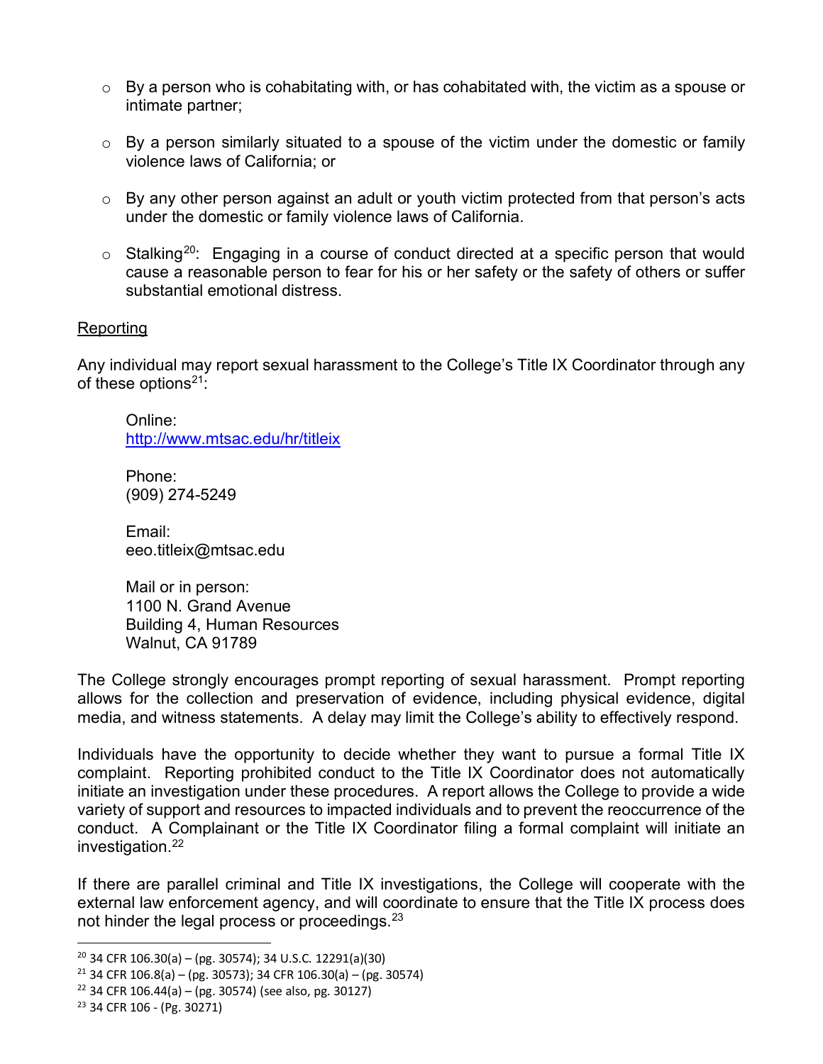- By a person who is cohabitating with, or has cohabitated with, the victim as a spouse or intimate partner;
- By a person similarly situated to a spouse of the victim under the domestic or family violence laws of California; or
- By any other person against an adult or youth victim protected from that person's acts under the domestic or family violence laws of California.
- Stalking[20]: Engaging in a course of conduct directed at a specific person that would cause a reasonable person to fear for his or her safety or the safety of others or suffer substantial emotional distress.

<u>Reporting</u>

Any individual may report sexual harassment to the College's Title IX Coordinator through any of these options[21]:

Online:
http://www.mtsac.edu/hr/titleix

Phone:
(909) 274-5249

Email:
eeo.titleix@mtsac.edu

Mail or in person:
1100 N. Grand Avenue
Building 4, Human Resources
Walnut, CA 91789

The College strongly encourages prompt reporting of sexual harassment. Prompt reporting allows for the collection and preservation of evidence, including physical evidence, digital media, and witness statements. A delay may limit the College's ability to effectively respond.

Individuals have the opportunity to decide whether they want to pursue a formal Title IX complaint. Reporting prohibited conduct to the Title IX Coordinator does not automatically initiate an investigation under these procedures. A report allows the College to provide a wide variety of support and resources to impacted individuals and to prevent the reoccurrence of the conduct. A Complainant or the Title IX Coordinator filing a formal complaint will initiate an investigation.[22]

If there are parallel criminal and Title IX investigations, the College will cooperate with the external law enforcement agency, and will coordinate to ensure that the Title IX process does not hinder the legal process or proceedings.[23]

---

[20] 34 CFR 106.30(a) – (pg. 30574); 34 U.S.C. 12291(a)(30)

[21] 34 CFR 106.8(a) – (pg. 30573); 34 CFR 106.30(a) – (pg. 30574)

[22] 34 CFR 106.44(a) – (pg. 30574) (see also, pg. 30127)

[23] 34 CFR 106 - (Pg. 30271)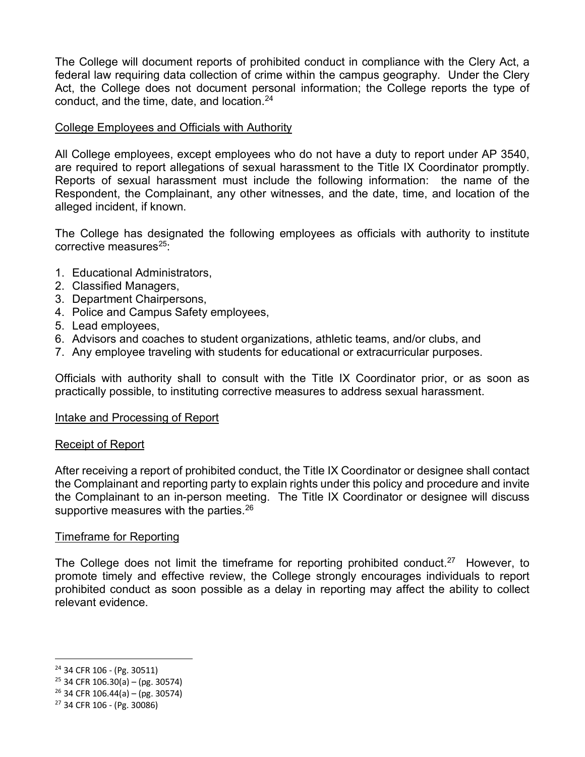The College will document reports of prohibited conduct in compliance with the Clery Act, a federal law requiring data collection of crime within the campus geography. Under the Clery Act, the College does not document personal information; the College reports the type of conduct, and the time, date, and location.[24]

<u>College Employees and Officials with Authority</u>

All College employees, except employees who do not have a duty to report under AP 3540, are required to report allegations of sexual harassment to the Title IX Coordinator promptly. Reports of sexual harassment must include the following information: the name of the Respondent, the Complainant, any other witnesses, and the date, time, and location of the alleged incident, if known.

The College has designated the following employees as officials with authority to institute corrective measures[25]:

1. Educational Administrators,
2. Classified Managers,
3. Department Chairpersons,
4. Police and Campus Safety employees,
5. Lead employees,
6. Advisors and coaches to student organizations, athletic teams, and/or clubs, and
7. Any employee traveling with students for educational or extracurricular purposes.

Officials with authority shall to consult with the Title IX Coordinator prior, or as soon as practically possible, to instituting corrective measures to address sexual harassment.

<u>Intake and Processing of Report</u>

<u>Receipt of Report</u>

After receiving a report of prohibited conduct, the Title IX Coordinator or designee shall contact the Complainant and reporting party to explain rights under this policy and procedure and invite the Complainant to an in-person meeting. The Title IX Coordinator or designee will discuss supportive measures with the parties.[26]

<u>Timeframe for Reporting</u>

The College does not limit the timeframe for reporting prohibited conduct.[27] However, to promote timely and effective review, the College strongly encourages individuals to report prohibited conduct as soon possible as a delay in reporting may affect the ability to collect relevant evidence.

---

[24] 34 CFR 106 - (Pg. 30511)
[25] 34 CFR 106.30(a) – (pg. 30574)
[26] 34 CFR 106.44(a) – (pg. 30574)
[27] 34 CFR 106 - (Pg. 30086)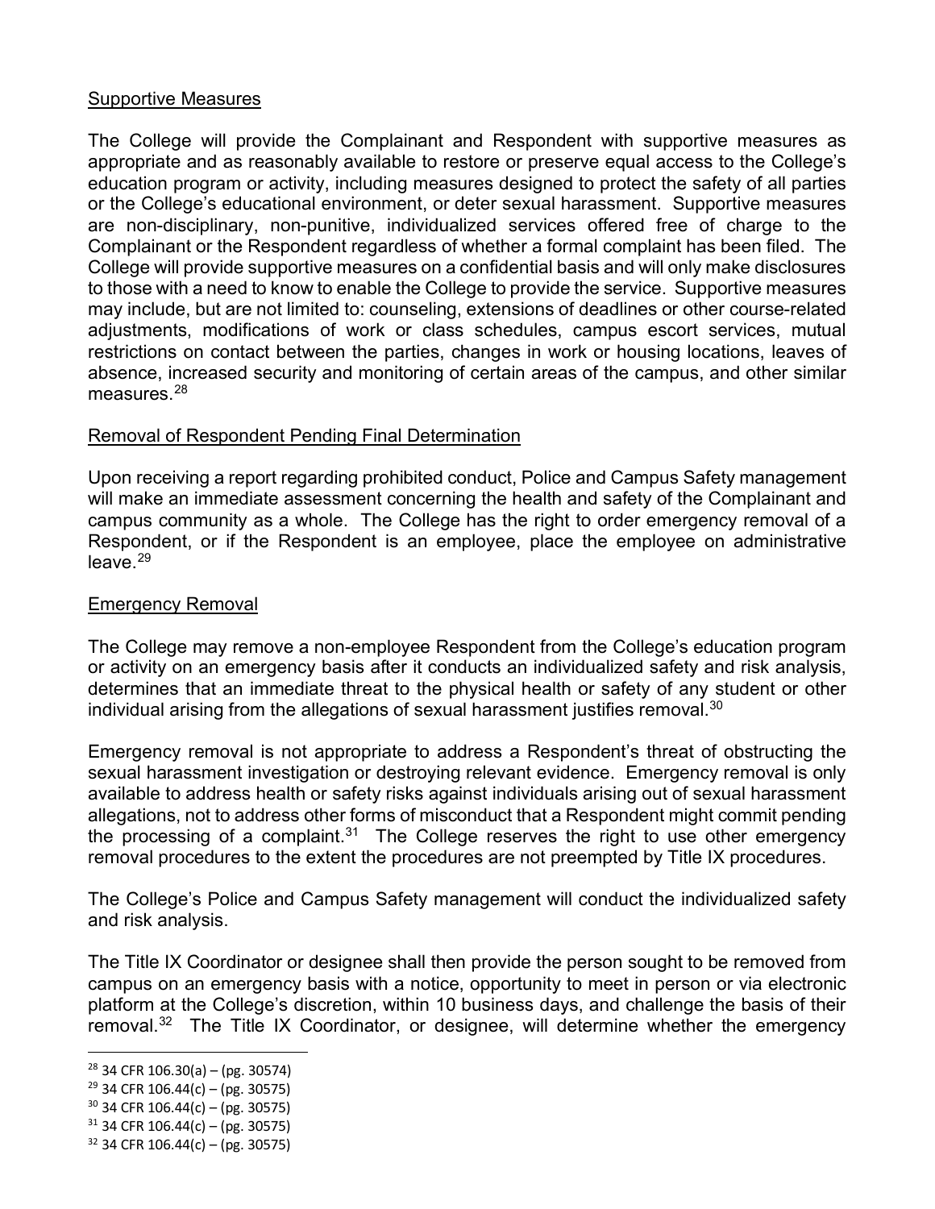## Supportive Measures

The College will provide the Complainant and Respondent with supportive measures as appropriate and as reasonably available to restore or preserve equal access to the College's education program or activity, including measures designed to protect the safety of all parties or the College's educational environment, or deter sexual harassment. Supportive measures are non-disciplinary, non-punitive, individualized services offered free of charge to the Complainant or the Respondent regardless of whether a formal complaint has been filed. The College will provide supportive measures on a confidential basis and will only make disclosures to those with a need to know to enable the College to provide the service. Supportive measures may include, but are not limited to: counseling, extensions of deadlines or other course-related adjustments, modifications of work or class schedules, campus escort services, mutual restrictions on contact between the parties, changes in work or housing locations, leaves of absence, increased security and monitoring of certain areas of the campus, and other similar measures.[28]

## Removal of Respondent Pending Final Determination

Upon receiving a report regarding prohibited conduct, Police and Campus Safety management will make an immediate assessment concerning the health and safety of the Complainant and campus community as a whole. The College has the right to order emergency removal of a Respondent, or if the Respondent is an employee, place the employee on administrative leave.[29]

## Emergency Removal

The College may remove a non-employee Respondent from the College's education program or activity on an emergency basis after it conducts an individualized safety and risk analysis, determines that an immediate threat to the physical health or safety of any student or other individual arising from the allegations of sexual harassment justifies removal.[30]

Emergency removal is not appropriate to address a Respondent's threat of obstructing the sexual harassment investigation or destroying relevant evidence. Emergency removal is only available to address health or safety risks against individuals arising out of sexual harassment allegations, not to address other forms of misconduct that a Respondent might commit pending the processing of a complaint.[31] The College reserves the right to use other emergency removal procedures to the extent the procedures are not preempted by Title IX procedures.

The College's Police and Campus Safety management will conduct the individualized safety and risk analysis.

The Title IX Coordinator or designee shall then provide the person sought to be removed from campus on an emergency basis with a notice, opportunity to meet in person or via electronic platform at the College's discretion, within 10 business days, and challenge the basis of their removal.[32] The Title IX Coordinator, or designee, will determine whether the emergency

---

[28] 34 CFR 106.30(a) – (pg. 30574)

[29] 34 CFR 106.44(c) – (pg. 30575)

[30] 34 CFR 106.44(c) – (pg. 30575)

[31] 34 CFR 106.44(c) – (pg. 30575)

[32] 34 CFR 106.44(c) – (pg. 30575)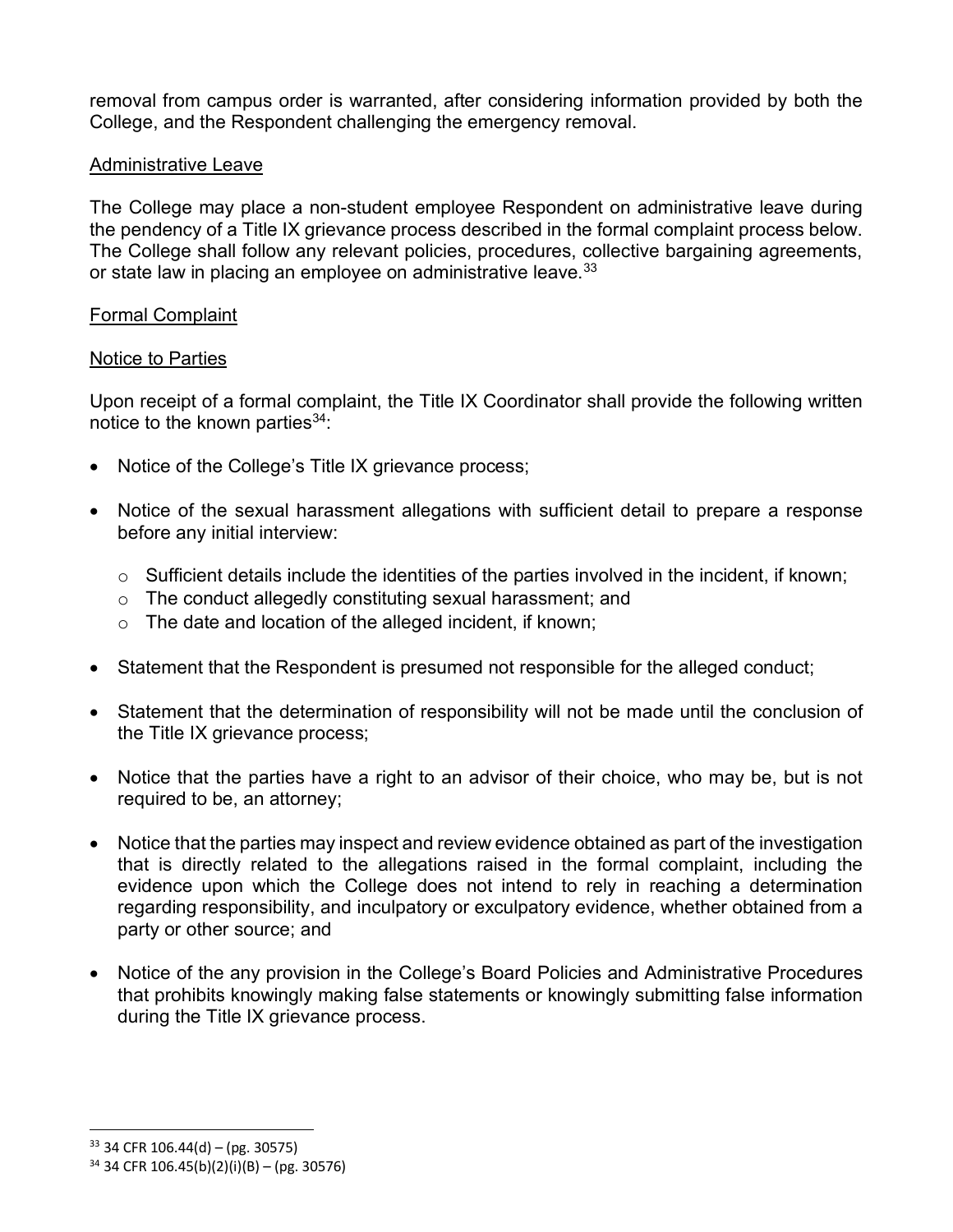removal from campus order is warranted, after considering information provided by both the College, and the Respondent challenging the emergency removal.

### Administrative Leave

The College may place a non-student employee Respondent on administrative leave during the pendency of a Title IX grievance process described in the formal complaint process below. The College shall follow any relevant policies, procedures, collective bargaining agreements, or state law in placing an employee on administrative leave.[33]

### Formal Complaint

### Notice to Parties

Upon receipt of a formal complaint, the Title IX Coordinator shall provide the following written notice to the known parties[34]:

- Notice of the College's Title IX grievance process;
- Notice of the sexual harassment allegations with sufficient detail to prepare a response before any initial interview:
  - Sufficient details include the identities of the parties involved in the incident, if known;
  - The conduct allegedly constituting sexual harassment; and
  - The date and location of the alleged incident, if known;
- Statement that the Respondent is presumed not responsible for the alleged conduct;
- Statement that the determination of responsibility will not be made until the conclusion of the Title IX grievance process;
- Notice that the parties have a right to an advisor of their choice, who may be, but is not required to be, an attorney;
- Notice that the parties may inspect and review evidence obtained as part of the investigation that is directly related to the allegations raised in the formal complaint, including the evidence upon which the College does not intend to rely in reaching a determination regarding responsibility, and inculpatory or exculpatory evidence, whether obtained from a party or other source; and
- Notice of the any provision in the College's Board Policies and Administrative Procedures that prohibits knowingly making false statements or knowingly submitting false information during the Title IX grievance process.

---

[33] 34 CFR 106.44(d) – (pg. 30575)

[34] 34 CFR 106.45(b)(2)(i)(B) – (pg. 30576)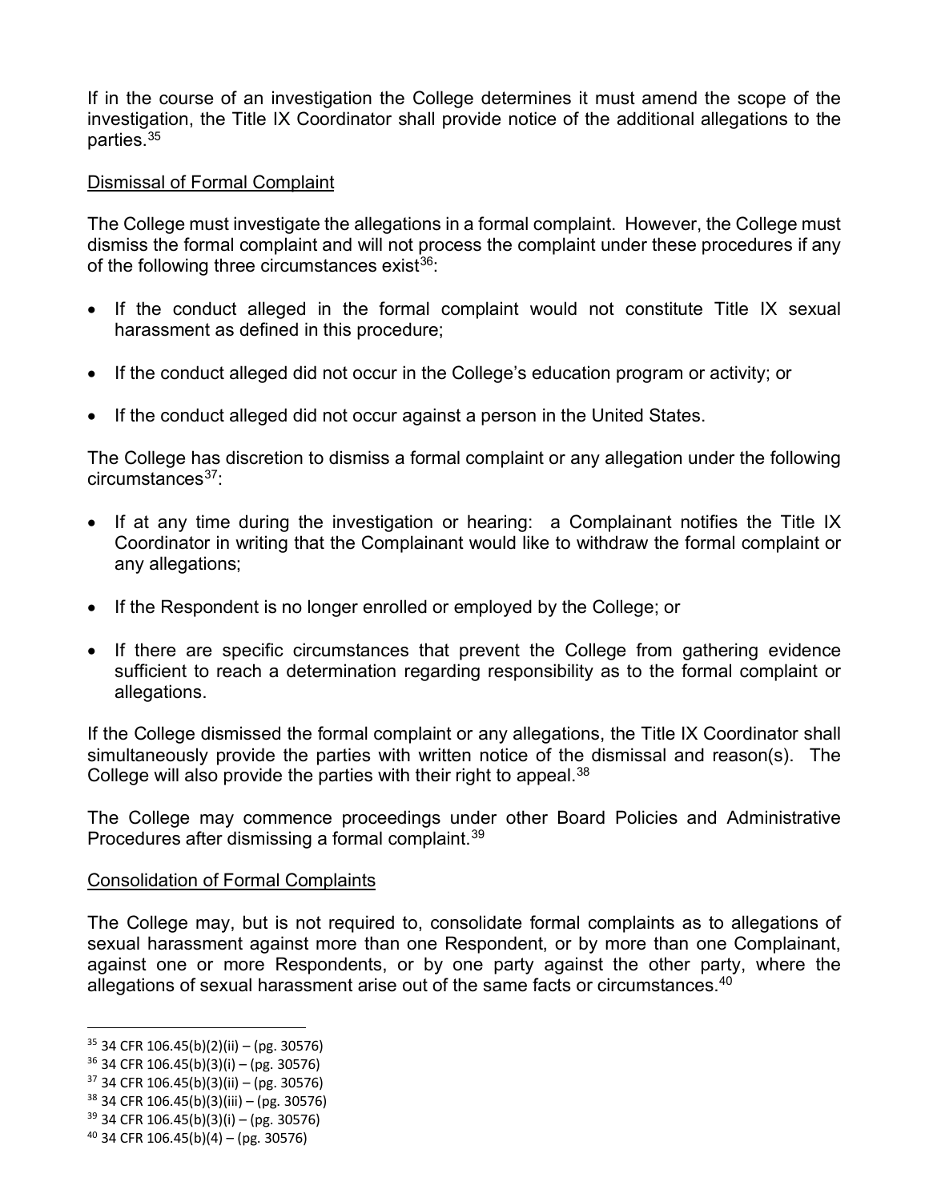If in the course of an investigation the College determines it must amend the scope of the investigation, the Title IX Coordinator shall provide notice of the additional allegations to the parties.[35]

Dismissal of Formal Complaint

The College must investigate the allegations in a formal complaint. However, the College must dismiss the formal complaint and will not process the complaint under these procedures if any of the following three circumstances exist[36]:

- If the conduct alleged in the formal complaint would not constitute Title IX sexual harassment as defined in this procedure;
- If the conduct alleged did not occur in the College's education program or activity; or
- If the conduct alleged did not occur against a person in the United States.

The College has discretion to dismiss a formal complaint or any allegation under the following circumstances[37]:

- If at any time during the investigation or hearing: a Complainant notifies the Title IX Coordinator in writing that the Complainant would like to withdraw the formal complaint or any allegations;
- If the Respondent is no longer enrolled or employed by the College; or
- If there are specific circumstances that prevent the College from gathering evidence sufficient to reach a determination regarding responsibility as to the formal complaint or allegations.

If the College dismissed the formal complaint or any allegations, the Title IX Coordinator shall simultaneously provide the parties with written notice of the dismissal and reason(s). The College will also provide the parties with their right to appeal.[38]

The College may commence proceedings under other Board Policies and Administrative Procedures after dismissing a formal complaint.[39]

Consolidation of Formal Complaints

The College may, but is not required to, consolidate formal complaints as to allegations of sexual harassment against more than one Respondent, or by more than one Complainant, against one or more Respondents, or by one party against the other party, where the allegations of sexual harassment arise out of the same facts or circumstances.[40]

---

[35] 34 CFR 106.45(b)(2)(ii) – (pg. 30576)
[36] 34 CFR 106.45(b)(3)(i) – (pg. 30576)
[37] 34 CFR 106.45(b)(3)(ii) – (pg. 30576)
[38] 34 CFR 106.45(b)(3)(iii) – (pg. 30576)
[39] 34 CFR 106.45(b)(3)(i) – (pg. 30576)
[40] 34 CFR 106.45(b)(4) – (pg. 30576)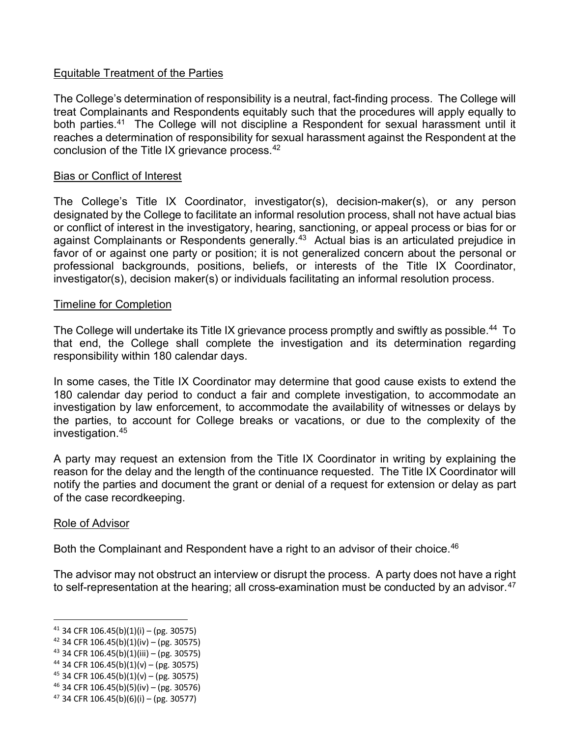Equitable Treatment of the Parties

The College's determination of responsibility is a neutral, fact-finding process. The College will treat Complainants and Respondents equitably such that the procedures will apply equally to both parties.[41] The College will not discipline a Respondent for sexual harassment until it reaches a determination of responsibility for sexual harassment against the Respondent at the conclusion of the Title IX grievance process.[42]

Bias or Conflict of Interest

The College's Title IX Coordinator, investigator(s), decision-maker(s), or any person designated by the College to facilitate an informal resolution process, shall not have actual bias or conflict of interest in the investigatory, hearing, sanctioning, or appeal process or bias for or against Complainants or Respondents generally.[43] Actual bias is an articulated prejudice in favor of or against one party or position; it is not generalized concern about the personal or professional backgrounds, positions, beliefs, or interests of the Title IX Coordinator, investigator(s), decision maker(s) or individuals facilitating an informal resolution process.

Timeline for Completion

The College will undertake its Title IX grievance process promptly and swiftly as possible.[44] To that end, the College shall complete the investigation and its determination regarding responsibility within 180 calendar days.

In some cases, the Title IX Coordinator may determine that good cause exists to extend the 180 calendar day period to conduct a fair and complete investigation, to accommodate an investigation by law enforcement, to accommodate the availability of witnesses or delays by the parties, to account for College breaks or vacations, or due to the complexity of the investigation.[45]

A party may request an extension from the Title IX Coordinator in writing by explaining the reason for the delay and the length of the continuance requested. The Title IX Coordinator will notify the parties and document the grant or denial of a request for extension or delay as part of the case recordkeeping.

Role of Advisor

Both the Complainant and Respondent have a right to an advisor of their choice.[46]

The advisor may not obstruct an interview or disrupt the process. A party does not have a right to self-representation at the hearing; all cross-examination must be conducted by an advisor.[47]

---

[41] 34 CFR 106.45(b)(1)(i) – (pg. 30575)
[42] 34 CFR 106.45(b)(1)(iv) – (pg. 30575)
[43] 34 CFR 106.45(b)(1)(iii) – (pg. 30575)
[44] 34 CFR 106.45(b)(1)(v) – (pg. 30575)
[45] 34 CFR 106.45(b)(1)(v) – (pg. 30575)
[46] 34 CFR 106.45(b)(5)(iv) – (pg. 30576)
[47] 34 CFR 106.45(b)(6)(i) – (pg. 30577)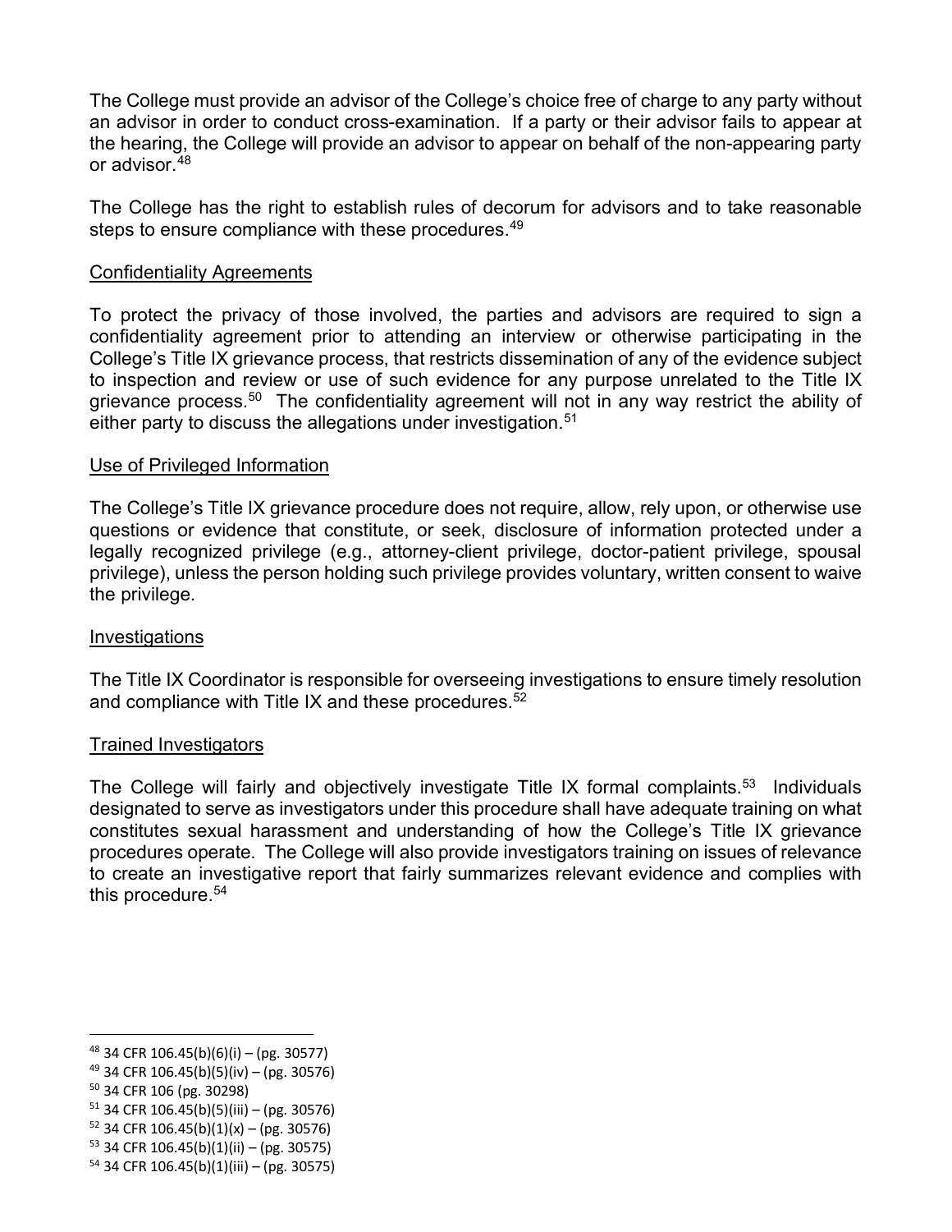The College must provide an advisor of the College's choice free of charge to any party without an advisor in order to conduct cross-examination. If a party or their advisor fails to appear at the hearing, the College will provide an advisor to appear on behalf of the non-appearing party or advisor.[48]

The College has the right to establish rules of decorum for advisors and to take reasonable steps to ensure compliance with these procedures.[49]

<u>Confidentiality Agreements</u>

To protect the privacy of those involved, the parties and advisors are required to sign a confidentiality agreement prior to attending an interview or otherwise participating in the College's Title IX grievance process, that restricts dissemination of any of the evidence subject to inspection and review or use of such evidence for any purpose unrelated to the Title IX grievance process.[50] The confidentiality agreement will not in any way restrict the ability of either party to discuss the allegations under investigation.[51]

<u>Use of Privileged Information</u>

The College's Title IX grievance procedure does not require, allow, rely upon, or otherwise use questions or evidence that constitute, or seek, disclosure of information protected under a legally recognized privilege (e.g., attorney-client privilege, doctor-patient privilege, spousal privilege), unless the person holding such privilege provides voluntary, written consent to waive the privilege.

<u>Investigations</u>

The Title IX Coordinator is responsible for overseeing investigations to ensure timely resolution and compliance with Title IX and these procedures.[52]

<u>Trained Investigators</u>

The College will fairly and objectively investigate Title IX formal complaints.[53] Individuals designated to serve as investigators under this procedure shall have adequate training on what constitutes sexual harassment and understanding of how the College's Title IX grievance procedures operate. The College will also provide investigators training on issues of relevance to create an investigative report that fairly summarizes relevant evidence and complies with this procedure.[54]

---

[48] 34 CFR 106.45(b)(6)(i) – (pg. 30577)
[49] 34 CFR 106.45(b)(5)(iv) – (pg. 30576)
[50] 34 CFR 106 (pg. 30298)
[51] 34 CFR 106.45(b)(5)(iii) – (pg. 30576)
[52] 34 CFR 106.45(b)(1)(x) – (pg. 30576)
[53] 34 CFR 106.45(b)(1)(ii) – (pg. 30575)
[54] 34 CFR 106.45(b)(1)(iii) – (pg. 30575)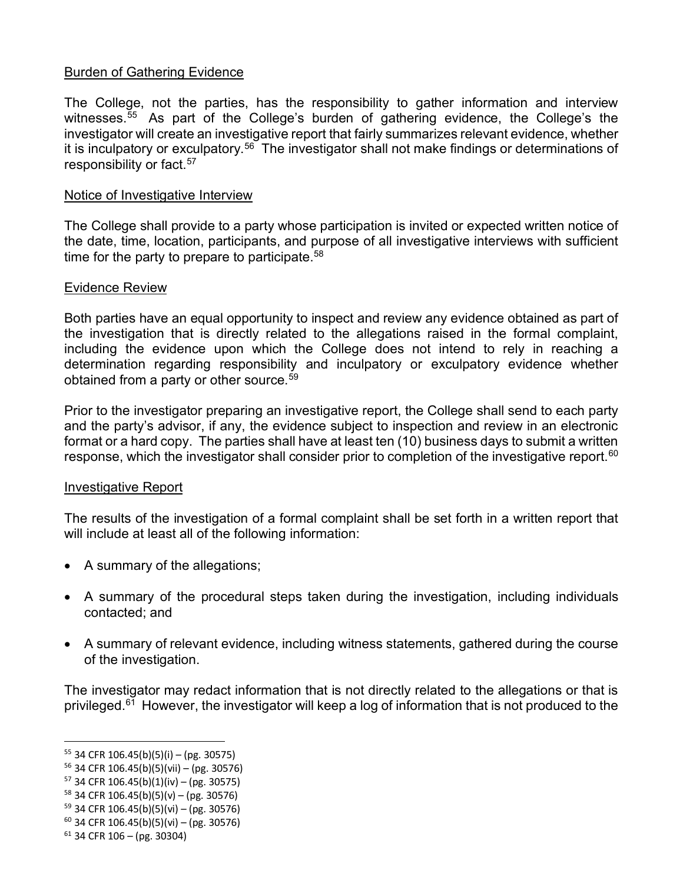Burden of Gathering Evidence

The College, not the parties, has the responsibility to gather information and interview witnesses.[55] As part of the College's burden of gathering evidence, the College's the investigator will create an investigative report that fairly summarizes relevant evidence, whether it is inculpatory or exculpatory.[56] The investigator shall not make findings or determinations of responsibility or fact.[57]

Notice of Investigative Interview

The College shall provide to a party whose participation is invited or expected written notice of the date, time, location, participants, and purpose of all investigative interviews with sufficient time for the party to prepare to participate.[58]

Evidence Review

Both parties have an equal opportunity to inspect and review any evidence obtained as part of the investigation that is directly related to the allegations raised in the formal complaint, including the evidence upon which the College does not intend to rely in reaching a determination regarding responsibility and inculpatory or exculpatory evidence whether obtained from a party or other source.[59]

Prior to the investigator preparing an investigative report, the College shall send to each party and the party's advisor, if any, the evidence subject to inspection and review in an electronic format or a hard copy. The parties shall have at least ten (10) business days to submit a written response, which the investigator shall consider prior to completion of the investigative report.[60]

Investigative Report

The results of the investigation of a formal complaint shall be set forth in a written report that will include at least all of the following information:

- A summary of the allegations;
- A summary of the procedural steps taken during the investigation, including individuals contacted; and
- A summary of relevant evidence, including witness statements, gathered during the course of the investigation.

The investigator may redact information that is not directly related to the allegations or that is privileged.[61] However, the investigator will keep a log of information that is not produced to the

[55] 34 CFR 106.45(b)(5)(i) – (pg. 30575)
[56] 34 CFR 106.45(b)(5)(vii) – (pg. 30576)
[57] 34 CFR 106.45(b)(1)(iv) – (pg. 30575)
[58] 34 CFR 106.45(b)(5)(v) – (pg. 30576)
[59] 34 CFR 106.45(b)(5)(vi) – (pg. 30576)
[60] 34 CFR 106.45(b)(5)(vi) – (pg. 30576)
[61] 34 CFR 106 – (pg. 30304)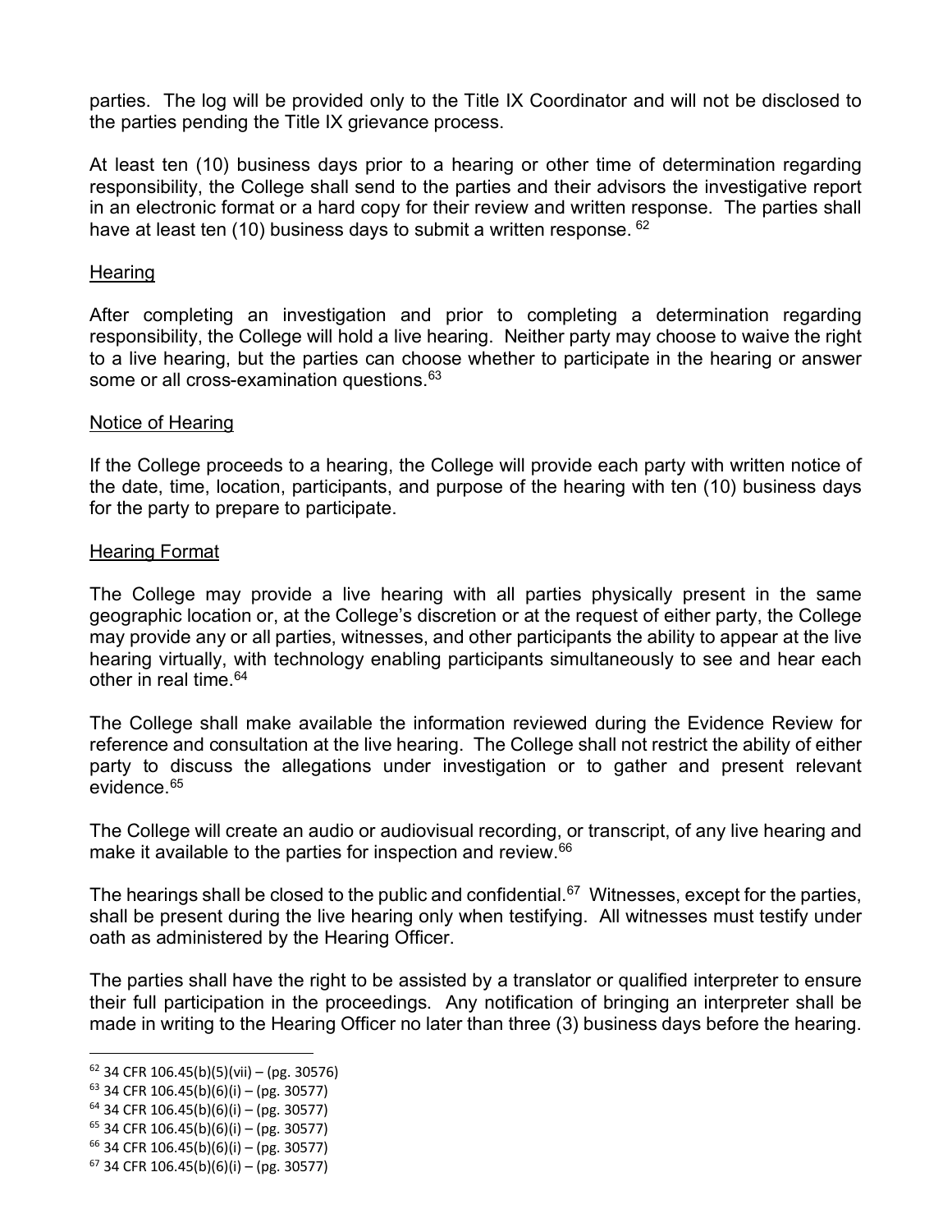parties. The log will be provided only to the Title IX Coordinator and will not be disclosed to the parties pending the Title IX grievance process.

At least ten (10) business days prior to a hearing or other time of determination regarding responsibility, the College shall send to the parties and their advisors the investigative report in an electronic format or a hard copy for their review and written response. The parties shall have at least ten (10) business days to submit a written response. [62]

<u>Hearing</u>

After completing an investigation and prior to completing a determination regarding responsibility, the College will hold a live hearing. Neither party may choose to waive the right to a live hearing, but the parties can choose whether to participate in the hearing or answer some or all cross-examination questions.[63]

<u>Notice of Hearing</u>

If the College proceeds to a hearing, the College will provide each party with written notice of the date, time, location, participants, and purpose of the hearing with ten (10) business days for the party to prepare to participate.

<u>Hearing Format</u>

The College may provide a live hearing with all parties physically present in the same geographic location or, at the College's discretion or at the request of either party, the College may provide any or all parties, witnesses, and other participants the ability to appear at the live hearing virtually, with technology enabling participants simultaneously to see and hear each other in real time.[64]

The College shall make available the information reviewed during the Evidence Review for reference and consultation at the live hearing. The College shall not restrict the ability of either party to discuss the allegations under investigation or to gather and present relevant evidence.[65]

The College will create an audio or audiovisual recording, or transcript, of any live hearing and make it available to the parties for inspection and review.[66]

The hearings shall be closed to the public and confidential.[67] Witnesses, except for the parties, shall be present during the live hearing only when testifying. All witnesses must testify under oath as administered by the Hearing Officer.

The parties shall have the right to be assisted by a translator or qualified interpreter to ensure their full participation in the proceedings. Any notification of bringing an interpreter shall be made in writing to the Hearing Officer no later than three (3) business days before the hearing.

---

[62] 34 CFR 106.45(b)(5)(vii) – (pg. 30576)
[63] 34 CFR 106.45(b)(6)(i) – (pg. 30577)
[64] 34 CFR 106.45(b)(6)(i) – (pg. 30577)
[65] 34 CFR 106.45(b)(6)(i) – (pg. 30577)
[66] 34 CFR 106.45(b)(6)(i) – (pg. 30577)
[67] 34 CFR 106.45(b)(6)(i) – (pg. 30577)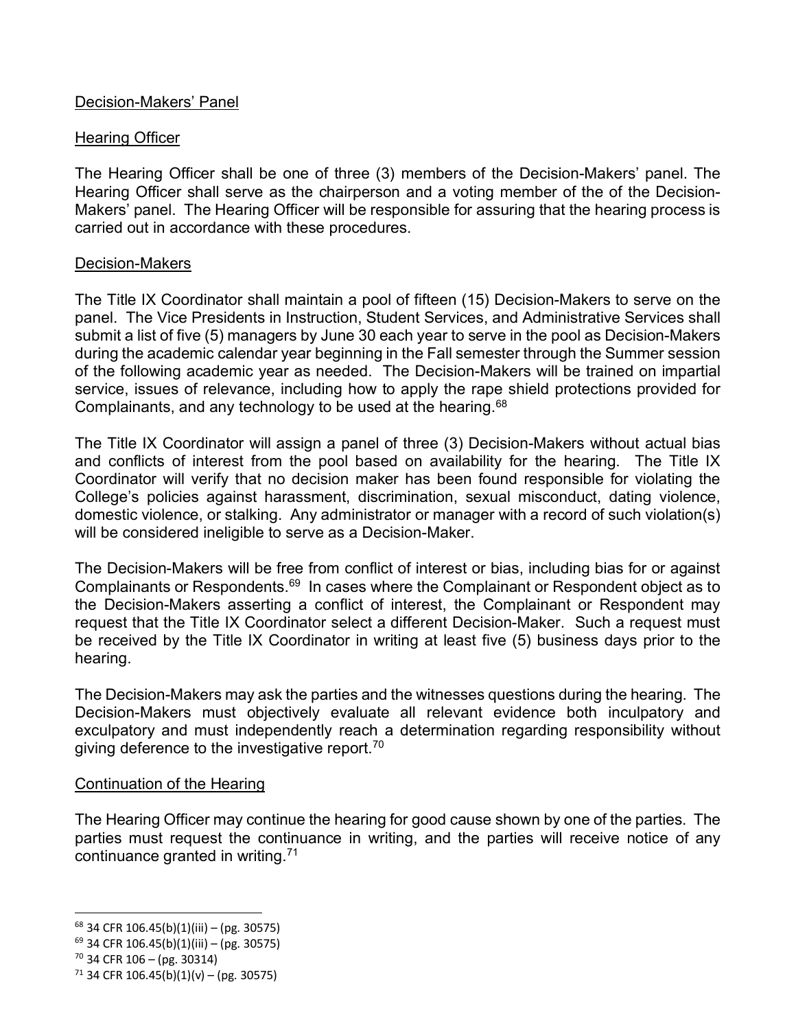Decision-Makers' Panel

Hearing Officer

The Hearing Officer shall be one of three (3) members of the Decision-Makers' panel. The Hearing Officer shall serve as the chairperson and a voting member of the of the Decision-Makers' panel. The Hearing Officer will be responsible for assuring that the hearing process is carried out in accordance with these procedures.

Decision-Makers

The Title IX Coordinator shall maintain a pool of fifteen (15) Decision-Makers to serve on the panel. The Vice Presidents in Instruction, Student Services, and Administrative Services shall submit a list of five (5) managers by June 30 each year to serve in the pool as Decision-Makers during the academic calendar year beginning in the Fall semester through the Summer session of the following academic year as needed. The Decision-Makers will be trained on impartial service, issues of relevance, including how to apply the rape shield protections provided for Complainants, and any technology to be used at the hearing.[68]

The Title IX Coordinator will assign a panel of three (3) Decision-Makers without actual bias and conflicts of interest from the pool based on availability for the hearing. The Title IX Coordinator will verify that no decision maker has been found responsible for violating the College's policies against harassment, discrimination, sexual misconduct, dating violence, domestic violence, or stalking. Any administrator or manager with a record of such violation(s) will be considered ineligible to serve as a Decision-Maker.

The Decision-Makers will be free from conflict of interest or bias, including bias for or against Complainants or Respondents.[69] In cases where the Complainant or Respondent object as to the Decision-Makers asserting a conflict of interest, the Complainant or Respondent may request that the Title IX Coordinator select a different Decision-Maker. Such a request must be received by the Title IX Coordinator in writing at least five (5) business days prior to the hearing.

The Decision-Makers may ask the parties and the witnesses questions during the hearing. The Decision-Makers must objectively evaluate all relevant evidence both inculpatory and exculpatory and must independently reach a determination regarding responsibility without giving deference to the investigative report.[70]

Continuation of the Hearing

The Hearing Officer may continue the hearing for good cause shown by one of the parties. The parties must request the continuance in writing, and the parties will receive notice of any continuance granted in writing.[71]

---

[68] 34 CFR 106.45(b)(1)(iii) – (pg. 30575)
[69] 34 CFR 106.45(b)(1)(iii) – (pg. 30575)
[70] 34 CFR 106 – (pg. 30314)
[71] 34 CFR 106.45(b)(1)(v) – (pg. 30575)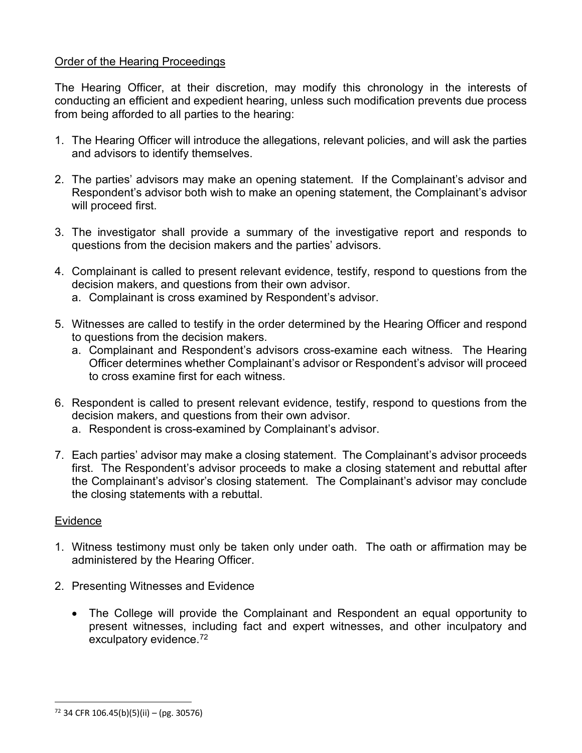<u>Order of the Hearing Proceedings</u>

The Hearing Officer, at their discretion, may modify this chronology in the interests of conducting an efficient and expedient hearing, unless such modification prevents due process from being afforded to all parties to the hearing:

1. The Hearing Officer will introduce the allegations, relevant policies, and will ask the parties and advisors to identify themselves.

2. The parties' advisors may make an opening statement. If the Complainant's advisor and Respondent's advisor both wish to make an opening statement, the Complainant's advisor will proceed first.

3. The investigator shall provide a summary of the investigative report and responds to questions from the decision makers and the parties' advisors.

4. Complainant is called to present relevant evidence, testify, respond to questions from the decision makers, and questions from their own advisor.
   a. Complainant is cross examined by Respondent's advisor.

5. Witnesses are called to testify in the order determined by the Hearing Officer and respond to questions from the decision makers.
   a. Complainant and Respondent's advisors cross-examine each witness. The Hearing Officer determines whether Complainant's advisor or Respondent's advisor will proceed to cross examine first for each witness.

6. Respondent is called to present relevant evidence, testify, respond to questions from the decision makers, and questions from their own advisor.
   a. Respondent is cross-examined by Complainant's advisor.

7. Each parties' advisor may make a closing statement. The Complainant's advisor proceeds first. The Respondent's advisor proceeds to make a closing statement and rebuttal after the Complainant's advisor's closing statement. The Complainant's advisor may conclude the closing statements with a rebuttal.

<u>Evidence</u>

1. Witness testimony must only be taken only under oath. The oath or affirmation may be administered by the Hearing Officer.

2. Presenting Witnesses and Evidence

   - The College will provide the Complainant and Respondent an equal opportunity to present witnesses, including fact and expert witnesses, and other inculpatory and exculpatory evidence.[72]

---

[72] 34 CFR 106.45(b)(5)(ii) – (pg. 30576)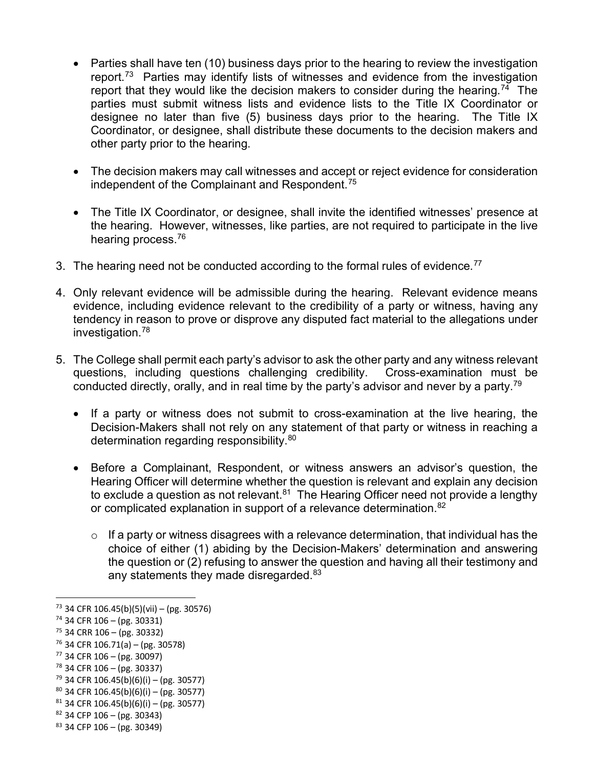- Parties shall have ten (10) business days prior to the hearing to review the investigation report.[73] Parties may identify lists of witnesses and evidence from the investigation report that they would like the decision makers to consider during the hearing.[74] The parties must submit witness lists and evidence lists to the Title IX Coordinator or designee no later than five (5) business days prior to the hearing. The Title IX Coordinator, or designee, shall distribute these documents to the decision makers and other party prior to the hearing.

- The decision makers may call witnesses and accept or reject evidence for consideration independent of the Complainant and Respondent.[75]

- The Title IX Coordinator, or designee, shall invite the identified witnesses' presence at the hearing. However, witnesses, like parties, are not required to participate in the live hearing process.[76]

3. The hearing need not be conducted according to the formal rules of evidence.[77]

4. Only relevant evidence will be admissible during the hearing. Relevant evidence means evidence, including evidence relevant to the credibility of a party or witness, having any tendency in reason to prove or disprove any disputed fact material to the allegations under investigation.[78]

5. The College shall permit each party's advisor to ask the other party and any witness relevant questions, including questions challenging credibility. Cross-examination must be conducted directly, orally, and in real time by the party's advisor and never by a party.[79]

   - If a party or witness does not submit to cross-examination at the live hearing, the Decision-Makers shall not rely on any statement of that party or witness in reaching a determination regarding responsibility.[80]

   - Before a Complainant, Respondent, or witness answers an advisor's question, the Hearing Officer will determine whether the question is relevant and explain any decision to exclude a question as not relevant.[81] The Hearing Officer need not provide a lengthy or complicated explanation in support of a relevance determination.[82]

     - If a party or witness disagrees with a relevance determination, that individual has the choice of either (1) abiding by the Decision-Makers' determination and answering the question or (2) refusing to answer the question and having all their testimony and any statements they made disregarded.[83]

---

[73] 34 CFR 106.45(b)(5)(vii) – (pg. 30576)
[74] 34 CFR 106 – (pg. 30331)
[75] 34 CRR 106 – (pg. 30332)
[76] 34 CFR 106.71(a) – (pg. 30578)
[77] 34 CFR 106 – (pg. 30097)
[78] 34 CFR 106 – (pg. 30337)
[79] 34 CFR 106.45(b)(6)(i) – (pg. 30577)
[80] 34 CFR 106.45(b)(6)(i) – (pg. 30577)
[81] 34 CFR 106.45(b)(6)(i) – (pg. 30577)
[82] 34 CFP 106 – (pg. 30343)
[83] 34 CFP 106 – (pg. 30349)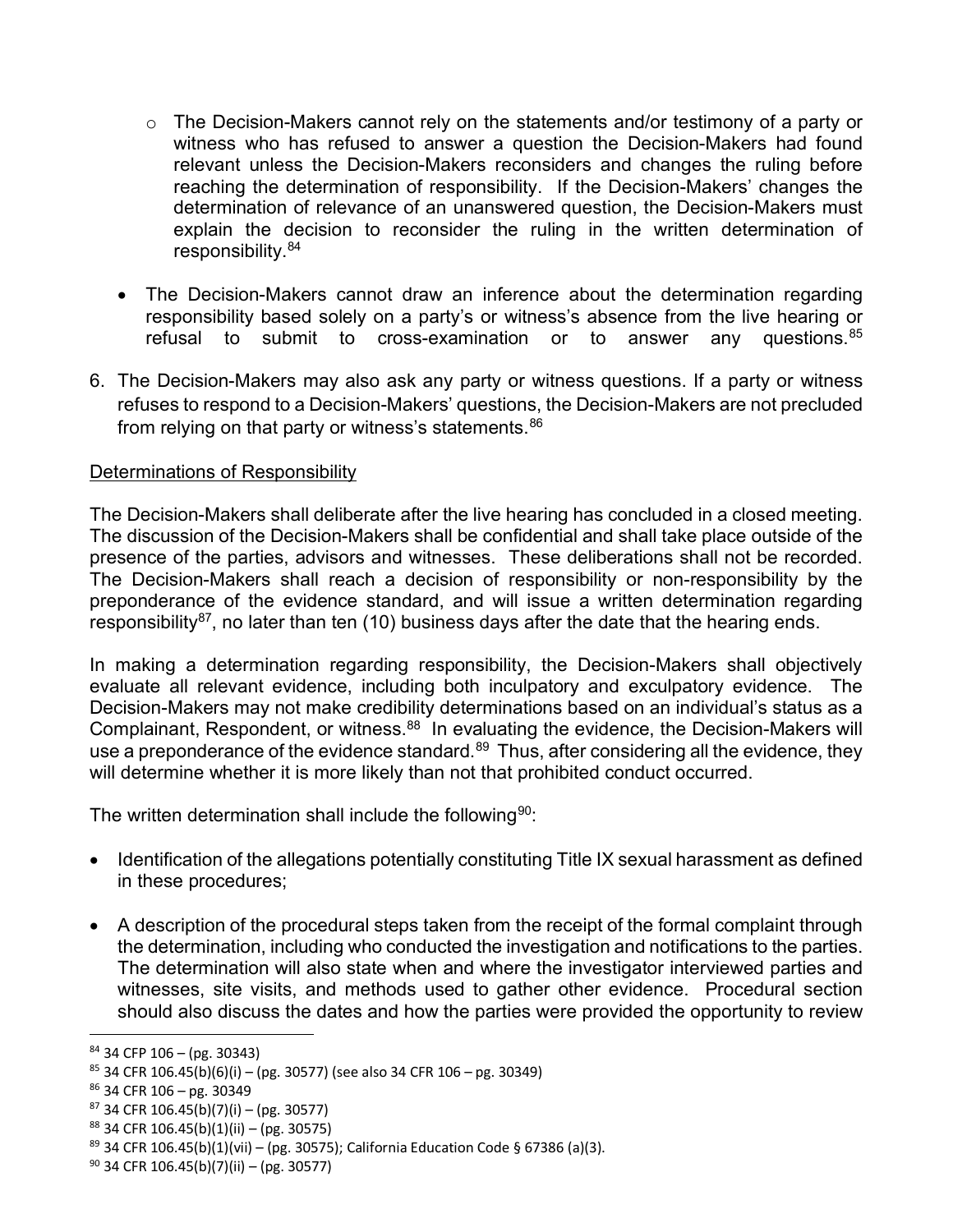- The Decision-Makers cannot rely on the statements and/or testimony of a party or witness who has refused to answer a question the Decision-Makers had found relevant unless the Decision-Makers reconsiders and changes the ruling before reaching the determination of responsibility. If the Decision-Makers' changes the determination of relevance of an unanswered question, the Decision-Makers must explain the decision to reconsider the ruling in the written determination of responsibility.[84]

- The Decision-Makers cannot draw an inference about the determination regarding responsibility based solely on a party's or witness's absence from the live hearing or refusal to submit to cross-examination or to answer any questions.[85]

6. The Decision-Makers may also ask any party or witness questions. If a party or witness refuses to respond to a Decision-Makers' questions, the Decision-Makers are not precluded from relying on that party or witness's statements.[86]

Determinations of Responsibility

The Decision-Makers shall deliberate after the live hearing has concluded in a closed meeting. The discussion of the Decision-Makers shall be confidential and shall take place outside of the presence of the parties, advisors and witnesses. These deliberations shall not be recorded. The Decision-Makers shall reach a decision of responsibility or non-responsibility by the preponderance of the evidence standard, and will issue a written determination regarding responsibility[87], no later than ten (10) business days after the date that the hearing ends.

In making a determination regarding responsibility, the Decision-Makers shall objectively evaluate all relevant evidence, including both inculpatory and exculpatory evidence. The Decision-Makers may not make credibility determinations based on an individual's status as a Complainant, Respondent, or witness.[88] In evaluating the evidence, the Decision-Makers will use a preponderance of the evidence standard.[89] Thus, after considering all the evidence, they will determine whether it is more likely than not that prohibited conduct occurred.

The written determination shall include the following[90]:

- Identification of the allegations potentially constituting Title IX sexual harassment as defined in these procedures;

- A description of the procedural steps taken from the receipt of the formal complaint through the determination, including who conducted the investigation and notifications to the parties. The determination will also state when and where the investigator interviewed parties and witnesses, site visits, and methods used to gather other evidence. Procedural section should also discuss the dates and how the parties were provided the opportunity to review

---

[84] 34 CFP 106 – (pg. 30343)

[85] 34 CFR 106.45(b)(6)(i) – (pg. 30577) (see also 34 CFR 106 – pg. 30349)

[86] 34 CFR 106 – pg. 30349

[87] 34 CFR 106.45(b)(7)(i) – (pg. 30577)

[88] 34 CFR 106.45(b)(1)(ii) – (pg. 30575)

[89] 34 CFR 106.45(b)(1)(vii) – (pg. 30575); California Education Code § 67386 (a)(3).

[90] 34 CFR 106.45(b)(7)(ii) – (pg. 30577)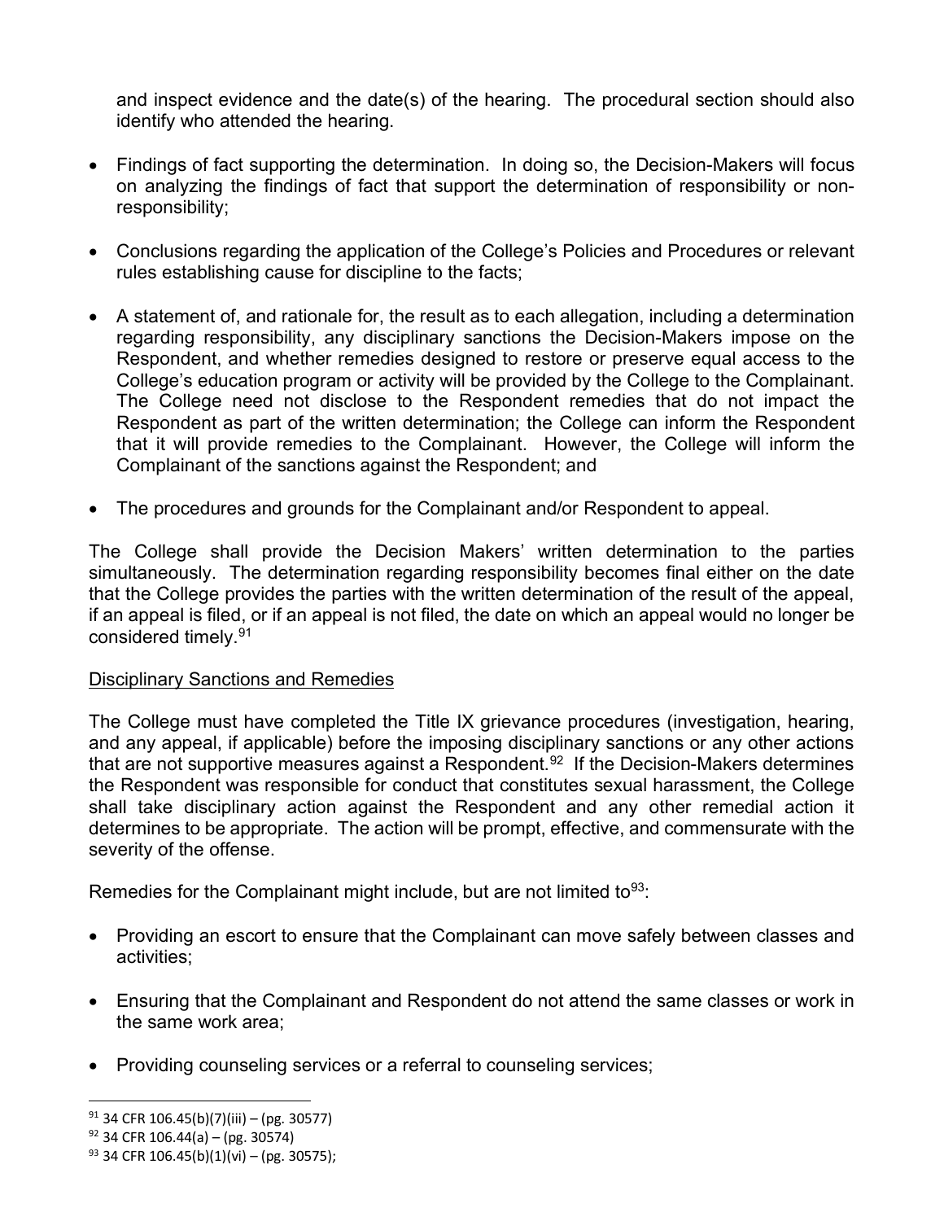and inspect evidence and the date(s) of the hearing. The procedural section should also identify who attended the hearing.

- Findings of fact supporting the determination. In doing so, the Decision-Makers will focus on analyzing the findings of fact that support the determination of responsibility or non-responsibility;

- Conclusions regarding the application of the College's Policies and Procedures or relevant rules establishing cause for discipline to the facts;

- A statement of, and rationale for, the result as to each allegation, including a determination regarding responsibility, any disciplinary sanctions the Decision-Makers impose on the Respondent, and whether remedies designed to restore or preserve equal access to the College's education program or activity will be provided by the College to the Complainant. The College need not disclose to the Respondent remedies that do not impact the Respondent as part of the written determination; the College can inform the Respondent that it will provide remedies to the Complainant. However, the College will inform the Complainant of the sanctions against the Respondent; and

- The procedures and grounds for the Complainant and/or Respondent to appeal.

The College shall provide the Decision Makers' written determination to the parties simultaneously. The determination regarding responsibility becomes final either on the date that the College provides the parties with the written determination of the result of the appeal, if an appeal is filed, or if an appeal is not filed, the date on which an appeal would no longer be considered timely.[91]

<u>Disciplinary Sanctions and Remedies</u>

The College must have completed the Title IX grievance procedures (investigation, hearing, and any appeal, if applicable) before the imposing disciplinary sanctions or any other actions that are not supportive measures against a Respondent.[92] If the Decision-Makers determines the Respondent was responsible for conduct that constitutes sexual harassment, the College shall take disciplinary action against the Respondent and any other remedial action it determines to be appropriate. The action will be prompt, effective, and commensurate with the severity of the offense.

Remedies for the Complainant might include, but are not limited to[93]:

- Providing an escort to ensure that the Complainant can move safely between classes and activities;

- Ensuring that the Complainant and Respondent do not attend the same classes or work in the same work area;

- Providing counseling services or a referral to counseling services;

---

[91] 34 CFR 106.45(b)(7)(iii) – (pg. 30577)

[92] 34 CFR 106.44(a) – (pg. 30574)

[93] 34 CFR 106.45(b)(1)(vi) – (pg. 30575);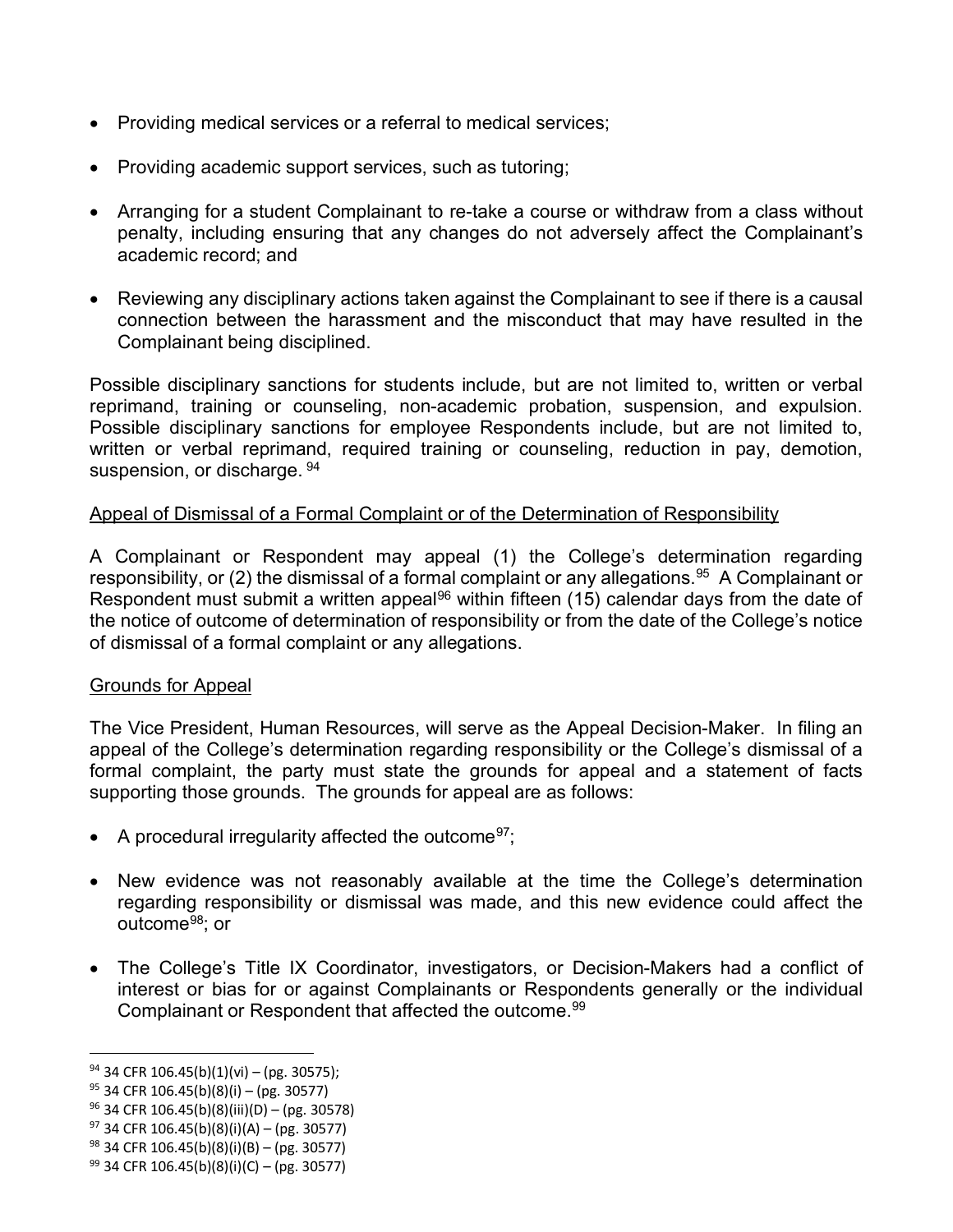- Providing medical services or a referral to medical services;
- Providing academic support services, such as tutoring;
- Arranging for a student Complainant to re-take a course or withdraw from a class without penalty, including ensuring that any changes do not adversely affect the Complainant's academic record; and
- Reviewing any disciplinary actions taken against the Complainant to see if there is a causal connection between the harassment and the misconduct that may have resulted in the Complainant being disciplined.

Possible disciplinary sanctions for students include, but are not limited to, written or verbal reprimand, training or counseling, non-academic probation, suspension, and expulsion. Possible disciplinary sanctions for employee Respondents include, but are not limited to, written or verbal reprimand, required training or counseling, reduction in pay, demotion, suspension, or discharge. [94]

Appeal of Dismissal of a Formal Complaint or of the Determination of Responsibility

A Complainant or Respondent may appeal (1) the College's determination regarding responsibility, or (2) the dismissal of a formal complaint or any allegations.[95] A Complainant or Respondent must submit a written appeal[96] within fifteen (15) calendar days from the date of the notice of outcome of determination of responsibility or from the date of the College's notice of dismissal of a formal complaint or any allegations.

Grounds for Appeal

The Vice President, Human Resources, will serve as the Appeal Decision-Maker. In filing an appeal of the College's determination regarding responsibility or the College's dismissal of a formal complaint, the party must state the grounds for appeal and a statement of facts supporting those grounds. The grounds for appeal are as follows:

- A procedural irregularity affected the outcome[97];
- New evidence was not reasonably available at the time the College's determination regarding responsibility or dismissal was made, and this new evidence could affect the outcome[98]; or
- The College's Title IX Coordinator, investigators, or Decision-Makers had a conflict of interest or bias for or against Complainants or Respondents generally or the individual Complainant or Respondent that affected the outcome.[99]

---

[94] 34 CFR 106.45(b)(1)(vi) – (pg. 30575);
[95] 34 CFR 106.45(b)(8)(i) – (pg. 30577)
[96] 34 CFR 106.45(b)(8)(iii)(D) – (pg. 30578)
[97] 34 CFR 106.45(b)(8)(i)(A) – (pg. 30577)
[98] 34 CFR 106.45(b)(8)(i)(B) – (pg. 30577)
[99] 34 CFR 106.45(b)(8)(i)(C) – (pg. 30577)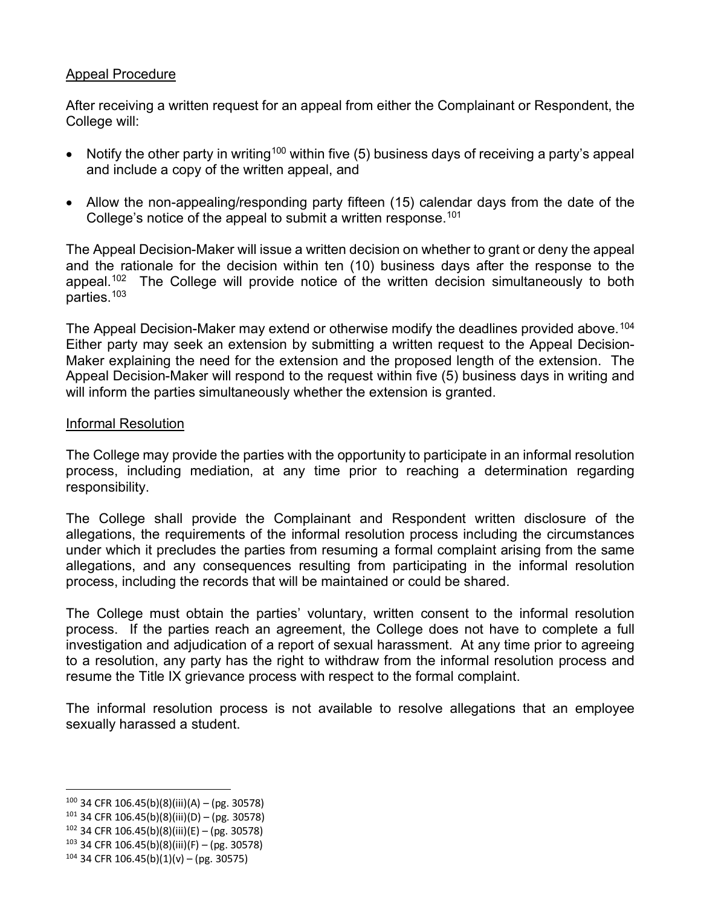Appeal Procedure

After receiving a written request for an appeal from either the Complainant or Respondent, the College will:

- Notify the other party in writing[100] within five (5) business days of receiving a party's appeal and include a copy of the written appeal, and
- Allow the non-appealing/responding party fifteen (15) calendar days from the date of the College's notice of the appeal to submit a written response.[101]

The Appeal Decision-Maker will issue a written decision on whether to grant or deny the appeal and the rationale for the decision within ten (10) business days after the response to the appeal.[102] The College will provide notice of the written decision simultaneously to both parties.[103]

The Appeal Decision-Maker may extend or otherwise modify the deadlines provided above.[104] Either party may seek an extension by submitting a written request to the Appeal Decision-Maker explaining the need for the extension and the proposed length of the extension. The Appeal Decision-Maker will respond to the request within five (5) business days in writing and will inform the parties simultaneously whether the extension is granted.

Informal Resolution

The College may provide the parties with the opportunity to participate in an informal resolution process, including mediation, at any time prior to reaching a determination regarding responsibility.

The College shall provide the Complainant and Respondent written disclosure of the allegations, the requirements of the informal resolution process including the circumstances under which it precludes the parties from resuming a formal complaint arising from the same allegations, and any consequences resulting from participating in the informal resolution process, including the records that will be maintained or could be shared.

The College must obtain the parties' voluntary, written consent to the informal resolution process. If the parties reach an agreement, the College does not have to complete a full investigation and adjudication of a report of sexual harassment. At any time prior to agreeing to a resolution, any party has the right to withdraw from the informal resolution process and resume the Title IX grievance process with respect to the formal complaint.

The informal resolution process is not available to resolve allegations that an employee sexually harassed a student.

---

[100] 34 CFR 106.45(b)(8)(iii)(A) – (pg. 30578)
[101] 34 CFR 106.45(b)(8)(iii)(D) – (pg. 30578)
[102] 34 CFR 106.45(b)(8)(iii)(E) – (pg. 30578)
[103] 34 CFR 106.45(b)(8)(iii)(F) – (pg. 30578)
[104] 34 CFR 106.45(b)(1)(v) – (pg. 30575)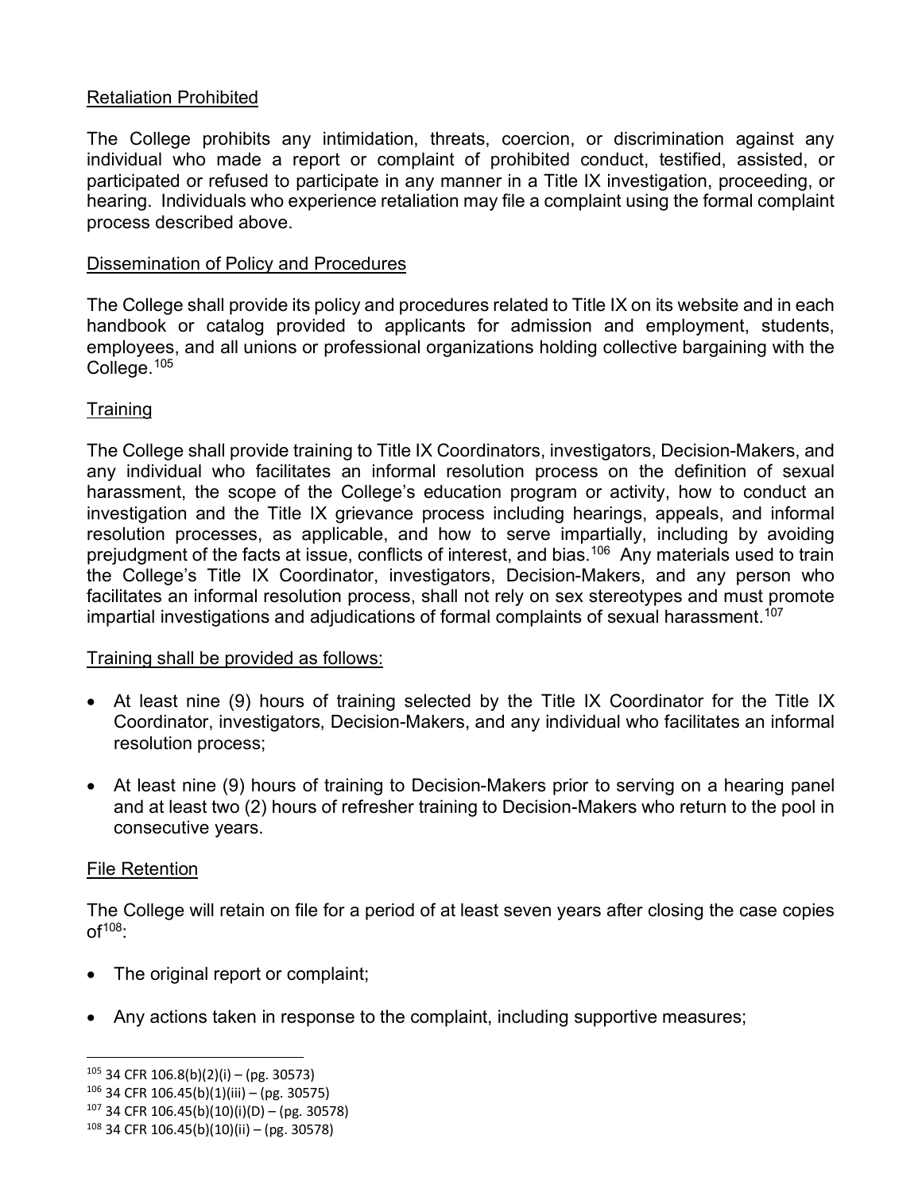Retaliation Prohibited

The College prohibits any intimidation, threats, coercion, or discrimination against any individual who made a report or complaint of prohibited conduct, testified, assisted, or participated or refused to participate in any manner in a Title IX investigation, proceeding, or hearing. Individuals who experience retaliation may file a complaint using the formal complaint process described above.

Dissemination of Policy and Procedures

The College shall provide its policy and procedures related to Title IX on its website and in each handbook or catalog provided to applicants for admission and employment, students, employees, and all unions or professional organizations holding collective bargaining with the College.[105]

Training

The College shall provide training to Title IX Coordinators, investigators, Decision-Makers, and any individual who facilitates an informal resolution process on the definition of sexual harassment, the scope of the College's education program or activity, how to conduct an investigation and the Title IX grievance process including hearings, appeals, and informal resolution processes, as applicable, and how to serve impartially, including by avoiding prejudgment of the facts at issue, conflicts of interest, and bias.[106] Any materials used to train the College's Title IX Coordinator, investigators, Decision-Makers, and any person who facilitates an informal resolution process, shall not rely on sex stereotypes and must promote impartial investigations and adjudications of formal complaints of sexual harassment.[107]

Training shall be provided as follows:

- At least nine (9) hours of training selected by the Title IX Coordinator for the Title IX Coordinator, investigators, Decision-Makers, and any individual who facilitates an informal resolution process;
- At least nine (9) hours of training to Decision-Makers prior to serving on a hearing panel and at least two (2) hours of refresher training to Decision-Makers who return to the pool in consecutive years.

File Retention

The College will retain on file for a period of at least seven years after closing the case copies of[108]:

- The original report or complaint;
- Any actions taken in response to the complaint, including supportive measures;

[105] 34 CFR 106.8(b)(2)(i) – (pg. 30573)
[106] 34 CFR 106.45(b)(1)(iii) – (pg. 30575)
[107] 34 CFR 106.45(b)(10)(i)(D) – (pg. 30578)
[108] 34 CFR 106.45(b)(10)(ii) – (pg. 30578)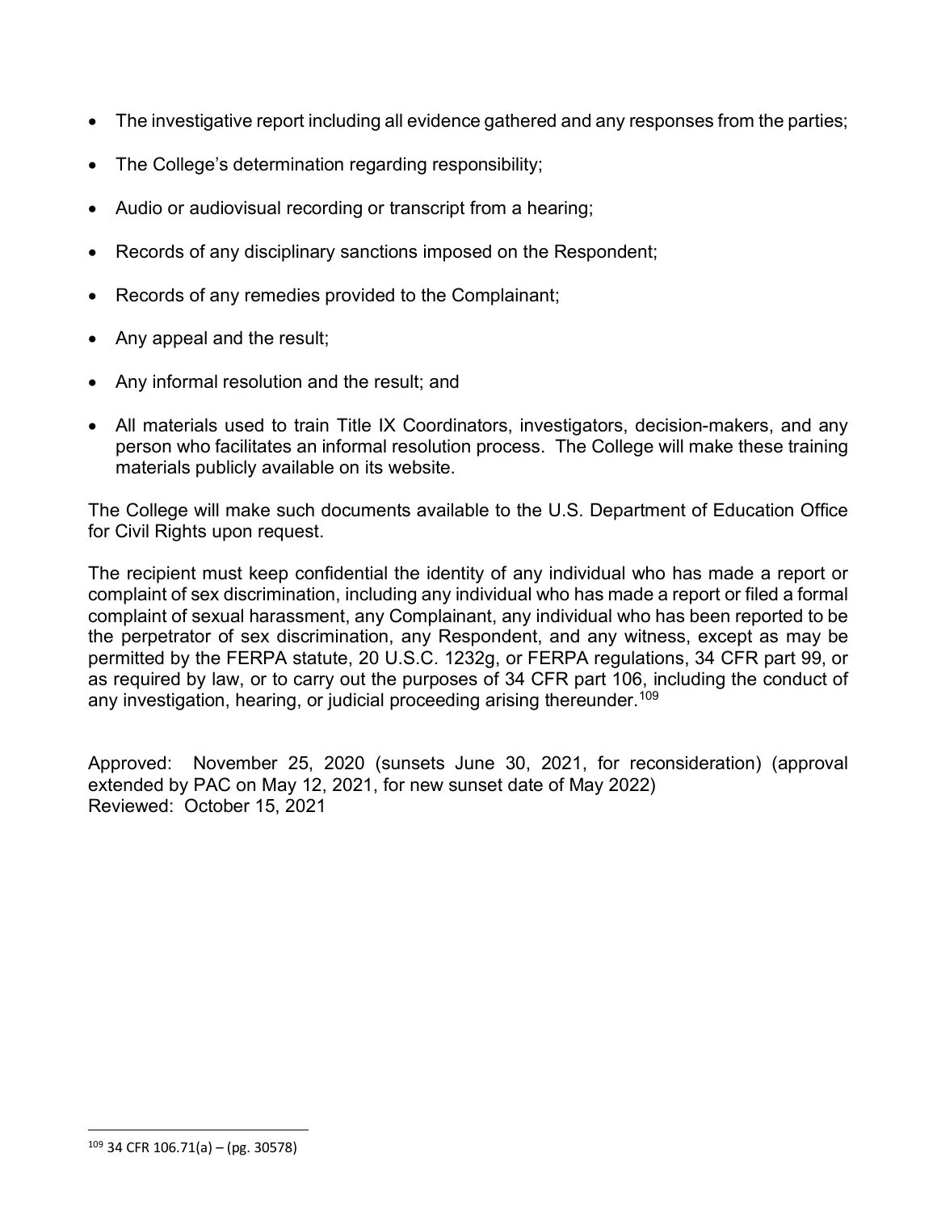- The investigative report including all evidence gathered and any responses from the parties;
- The College's determination regarding responsibility;
- Audio or audiovisual recording or transcript from a hearing;
- Records of any disciplinary sanctions imposed on the Respondent;
- Records of any remedies provided to the Complainant;
- Any appeal and the result;
- Any informal resolution and the result; and
- All materials used to train Title IX Coordinators, investigators, decision-makers, and any person who facilitates an informal resolution process. The College will make these training materials publicly available on its website.

The College will make such documents available to the U.S. Department of Education Office for Civil Rights upon request.

The recipient must keep confidential the identity of any individual who has made a report or complaint of sex discrimination, including any individual who has made a report or filed a formal complaint of sexual harassment, any Complainant, any individual who has been reported to be the perpetrator of sex discrimination, any Respondent, and any witness, except as may be permitted by the FERPA statute, 20 U.S.C. 1232g, or FERPA regulations, 34 CFR part 99, or as required by law, or to carry out the purposes of 34 CFR part 106, including the conduct of any investigation, hearing, or judicial proceeding arising thereunder.[109]

Approved: November 25, 2020 (sunsets June 30, 2021, for reconsideration) (approval extended by PAC on May 12, 2021, for new sunset date of May 2022)
Reviewed: October 15, 2021

[109] 34 CFR 106.71(a) – (pg. 30578)